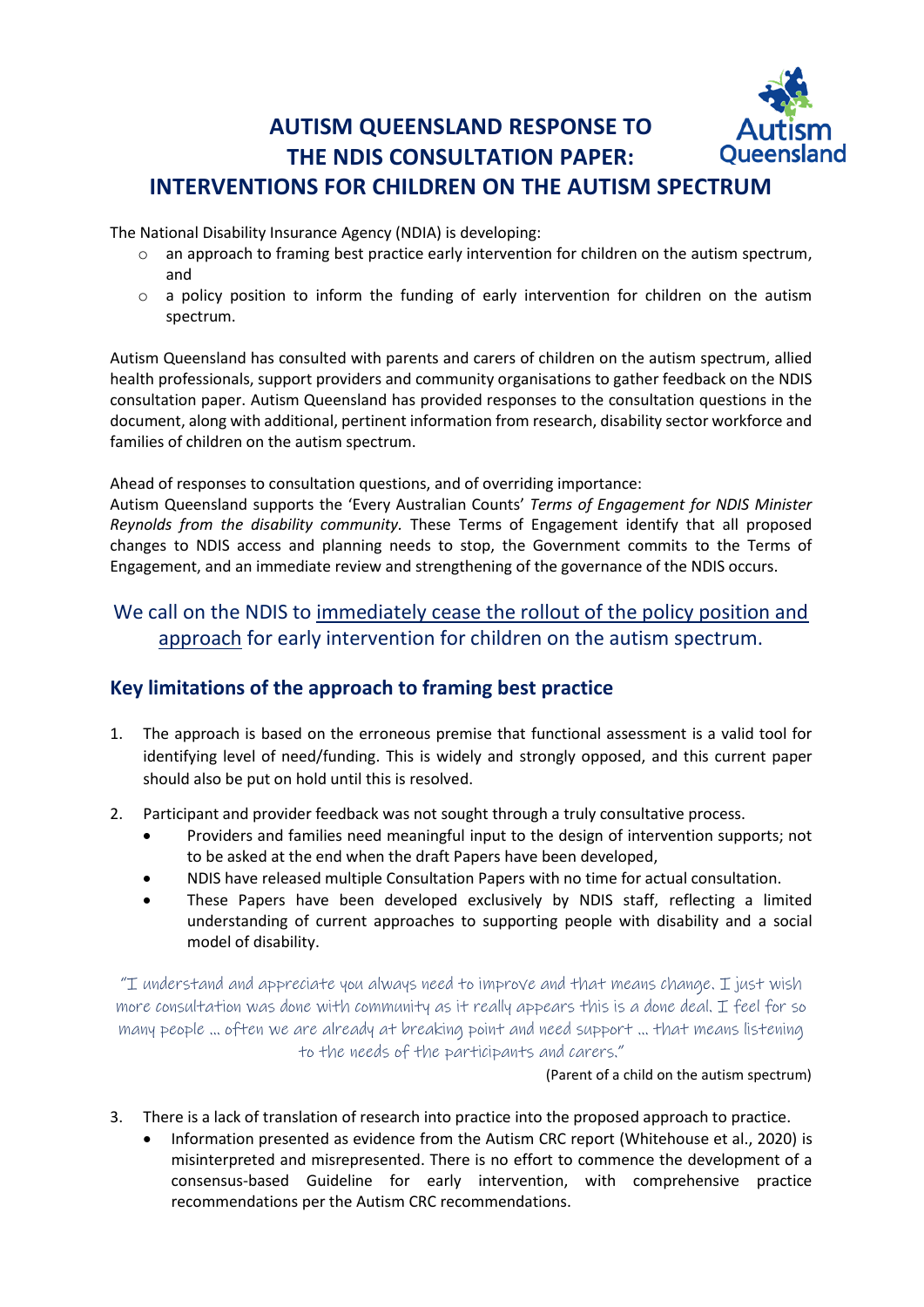# AUTISM QUEENSLAND RESPONSE TO THE NDIS CONSULTATION PAPER: INTERVENTIONS FOR CHILDREN ON THE AUTISM SPECTRUM

The National Disability Insurance Agency (NDIA) is developing:

- an approach to framing best practice early intervention for children on the autism spectrum, and
- a policy position to inform the funding of early intervention for children on the autism spectrum.

Autism Queensland has consulted with parents and carers of children on the autism spectrum, allied health professionals, support providers and community organisations to gather feedback on the NDIS consultation paper. Autism Queensland has provided responses to the consultation questions in the document, along with additional, pertinent information from research, disability sector workforce and families of children on the autism spectrum.

Ahead of responses to consultation questions, and of overriding importance:
Autism Queensland supports the 'Every Australian Counts' *Terms of Engagement for NDIS Minister Reynolds from the disability community.* These Terms of Engagement identify that all proposed changes to NDIS access and planning needs to stop, the Government commits to the Terms of Engagement, and an immediate review and strengthening of the governance of the NDIS occurs.

We call on the NDIS to immediately cease the rollout of the policy position and approach for early intervention for children on the autism spectrum.

## Key limitations of the approach to framing best practice

1. The approach is based on the erroneous premise that functional assessment is a valid tool for identifying level of need/funding. This is widely and strongly opposed, and this current paper should also be put on hold until this is resolved.

2. Participant and provider feedback was not sought through a truly consultative process.
   - Providers and families need meaningful input to the design of intervention supports; not to be asked at the end when the draft Papers have been developed,
   - NDIS have released multiple Consultation Papers with no time for actual consultation.
   - These Papers have been developed exclusively by NDIS staff, reflecting a limited understanding of current approaches to supporting people with disability and a social model of disability.

> "I understand and appreciate you always need to improve and that means change. I just wish more consultation was done with community as it really appears this is a done deal. I feel for so many people … often we are already at breaking point and need support … that means listening to the needs of the participants and carers."
>
> (Parent of a child on the autism spectrum)

3. There is a lack of translation of research into practice into the proposed approach to practice.
   - Information presented as evidence from the Autism CRC report (Whitehouse et al., 2020) is misinterpreted and misrepresented. There is no effort to commence the development of a consensus-based Guideline for early intervention, with comprehensive practice recommendations per the Autism CRC recommendations.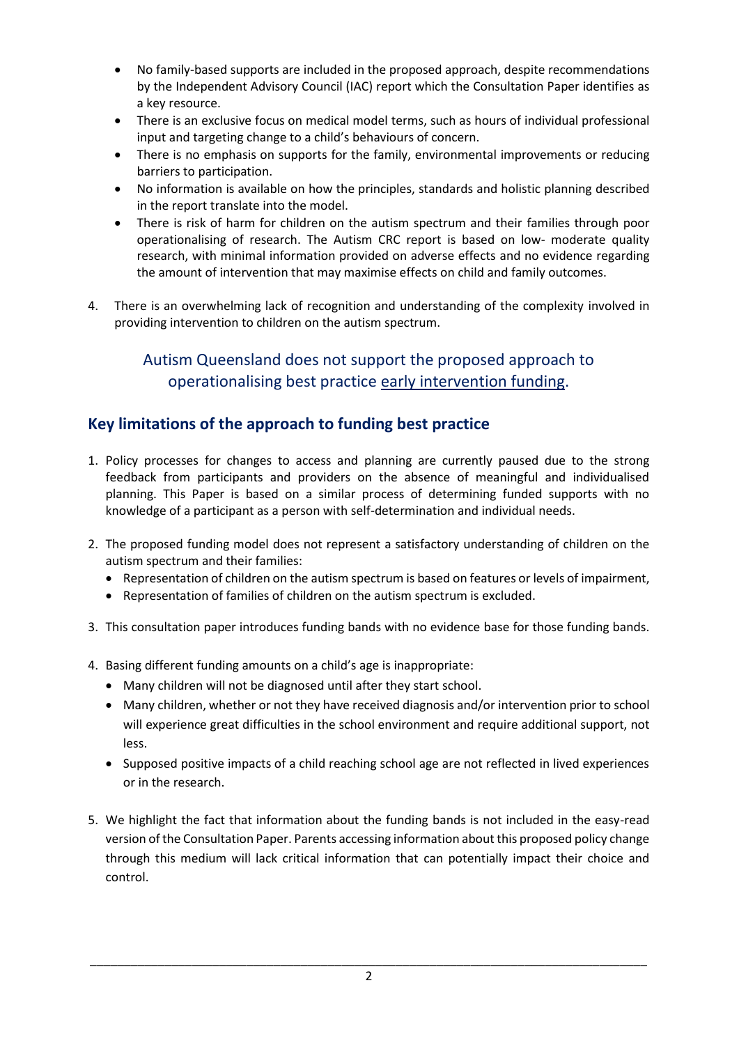- No family-based supports are included in the proposed approach, despite recommendations by the Independent Advisory Council (IAC) report which the Consultation Paper identifies as a key resource.
- There is an exclusive focus on medical model terms, such as hours of individual professional input and targeting change to a child's behaviours of concern.
- There is no emphasis on supports for the family, environmental improvements or reducing barriers to participation.
- No information is available on how the principles, standards and holistic planning described in the report translate into the model.
- There is risk of harm for children on the autism spectrum and their families through poor operationalising of research. The Autism CRC report is based on low- moderate quality research, with minimal information provided on adverse effects and no evidence regarding the amount of intervention that may maximise effects on child and family outcomes.

4. There is an overwhelming lack of recognition and understanding of the complexity involved in providing intervention to children on the autism spectrum.

### Autism Queensland does not support the proposed approach to operationalising best practice early intervention funding.

## Key limitations of the approach to funding best practice

1. Policy processes for changes to access and planning are currently paused due to the strong feedback from participants and providers on the absence of meaningful and individualised planning. This Paper is based on a similar process of determining funded supports with no knowledge of a participant as a person with self-determination and individual needs.

2. The proposed funding model does not represent a satisfactory understanding of children on the autism spectrum and their families:
   - Representation of children on the autism spectrum is based on features or levels of impairment,
   - Representation of families of children on the autism spectrum is excluded.

3. This consultation paper introduces funding bands with no evidence base for those funding bands.

4. Basing different funding amounts on a child's age is inappropriate:
   - Many children will not be diagnosed until after they start school.
   - Many children, whether or not they have received diagnosis and/or intervention prior to school will experience great difficulties in the school environment and require additional support, not less.
   - Supposed positive impacts of a child reaching school age are not reflected in lived experiences or in the research.

5. We highlight the fact that information about the funding bands is not included in the easy-read version of the Consultation Paper. Parents accessing information about this proposed policy change through this medium will lack critical information that can potentially impact their choice and control.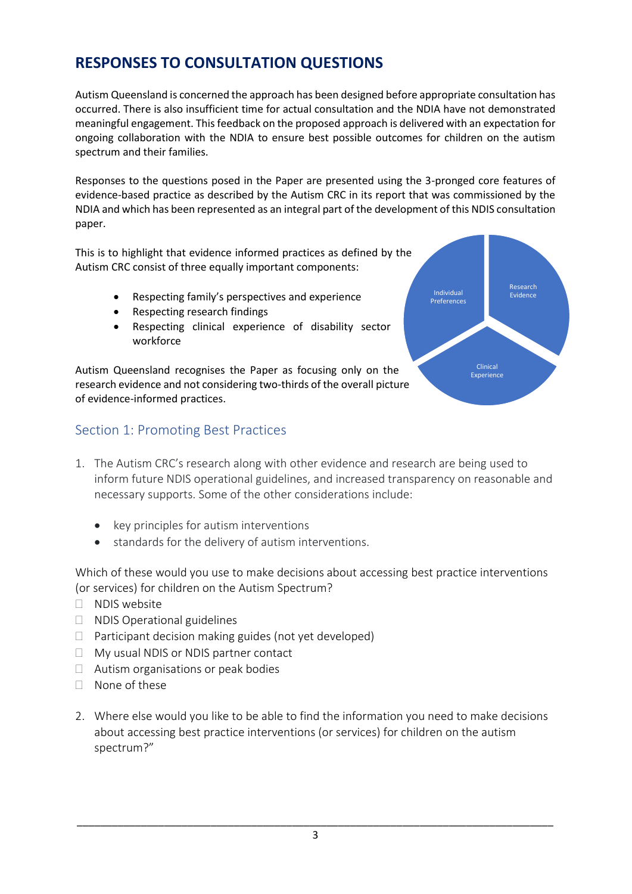## RESPONSES TO CONSULTATION QUESTIONS

Autism Queensland is concerned the approach has been designed before appropriate consultation has occurred. There is also insufficient time for actual consultation and the NDIA have not demonstrated meaningful engagement. This feedback on the proposed approach is delivered with an expectation for ongoing collaboration with the NDIA to ensure best possible outcomes for children on the autism spectrum and their families.

Responses to the questions posed in the Paper are presented using the 3-pronged core features of evidence-based practice as described by the Autism CRC in its report that was commissioned by the NDIA and which has been represented as an integral part of the development of this NDIS consultation paper.

This is to highlight that evidence informed practices as defined by the Autism CRC consist of three equally important components:

- Respecting family's perspectives and experience
- Respecting research findings
- Respecting clinical experience of disability sector workforce

Individual Preferences | Research Evidence | Clinical Experience

Autism Queensland recognises the Paper as focusing only on the research evidence and not considering two-thirds of the overall picture of evidence-informed practices.

### Section 1: Promoting Best Practices

1. The Autism CRC's research along with other evidence and research are being used to inform future NDIS operational guidelines, and increased transparency on reasonable and necessary supports. Some of the other considerations include:

   - key principles for autism interventions
   - standards for the delivery of autism interventions.

Which of these would you use to make decisions about accessing best practice interventions (or services) for children on the Autism Spectrum?

- ☐ NDIS website
- ☐ NDIS Operational guidelines
- ☐ Participant decision making guides (not yet developed)
- ☐ My usual NDIS or NDIS partner contact
- ☐ Autism organisations or peak bodies
- ☐ None of these

2. Where else would you like to be able to find the information you need to make decisions about accessing best practice interventions (or services) for children on the autism spectrum?"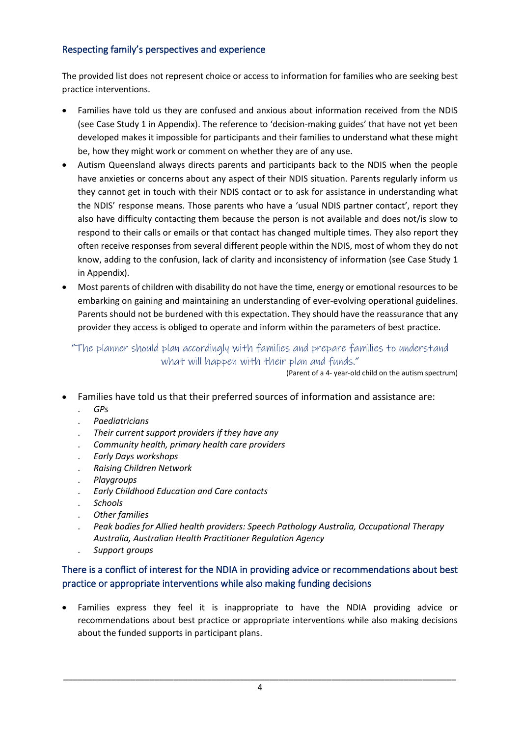## Respecting family's perspectives and experience

The provided list does not represent choice or access to information for families who are seeking best practice interventions.

- Families have told us they are confused and anxious about information received from the NDIS (see Case Study 1 in Appendix). The reference to 'decision-making guides' that have not yet been developed makes it impossible for participants and their families to understand what these might be, how they might work or comment on whether they are of any use.
- Autism Queensland always directs parents and participants back to the NDIS when the people have anxieties or concerns about any aspect of their NDIS situation. Parents regularly inform us they cannot get in touch with their NDIS contact or to ask for assistance in understanding what the NDIS' response means. Those parents who have a 'usual NDIS partner contact', report they also have difficulty contacting them because the person is not available and does not/is slow to respond to their calls or emails or that contact has changed multiple times. They also report they often receive responses from several different people within the NDIS, most of whom they do not know, adding to the confusion, lack of clarity and inconsistency of information (see Case Study 1 in Appendix).
- Most parents of children with disability do not have the time, energy or emotional resources to be embarking on gaining and maintaining an understanding of ever-evolving operational guidelines. Parents should not be burdened with this expectation. They should have the reassurance that any provider they access is obliged to operate and inform within the parameters of best practice.

> "The planner should plan accordingly with families and prepare families to understand what will happen with their plan and funds."
>
> (Parent of a 4- year-old child on the autism spectrum)

- Families have told us that their preferred sources of information and assistance are:
  - *GPs*
  - *Paediatricians*
  - *Their current support providers if they have any*
  - *Community health, primary health care providers*
  - *Early Days workshops*
  - *Raising Children Network*
  - *Playgroups*
  - *Early Childhood Education and Care contacts*
  - *Schools*
  - *Other families*
  - *Peak bodies for Allied health providers: Speech Pathology Australia, Occupational Therapy Australia, Australian Health Practitioner Regulation Agency*
  - *Support groups*

## There is a conflict of interest for the NDIA in providing advice or recommendations about best practice or appropriate interventions while also making funding decisions

- Families express they feel it is inappropriate to have the NDIA providing advice or recommendations about best practice or appropriate interventions while also making decisions about the funded supports in participant plans.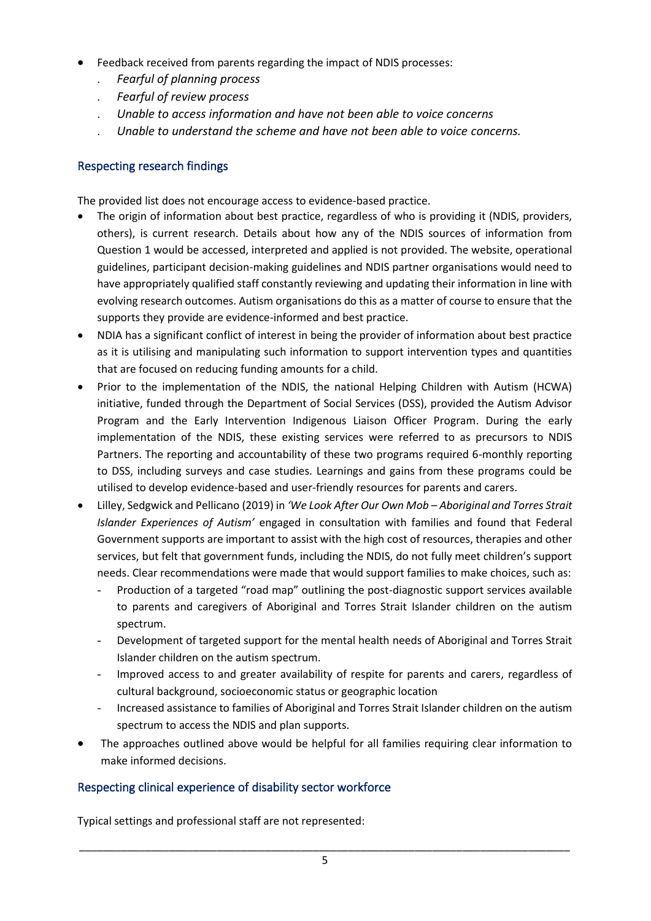- Feedback received from parents regarding the impact of NDIS processes:
  - *Fearful of planning process*
  - *Fearful of review process*
  - *Unable to access information and have not been able to voice concerns*
  - *Unable to understand the scheme and have not been able to voice concerns.*

### Respecting research findings

The provided list does not encourage access to evidence-based practice.

- The origin of information about best practice, regardless of who is providing it (NDIS, providers, others), is current research. Details about how any of the NDIS sources of information from Question 1 would be accessed, interpreted and applied is not provided. The website, operational guidelines, participant decision-making guidelines and NDIS partner organisations would need to have appropriately qualified staff constantly reviewing and updating their information in line with evolving research outcomes. Autism organisations do this as a matter of course to ensure that the supports they provide are evidence-informed and best practice.
- NDIA has a significant conflict of interest in being the provider of information about best practice as it is utilising and manipulating such information to support intervention types and quantities that are focused on reducing funding amounts for a child.
- Prior to the implementation of the NDIS, the national Helping Children with Autism (HCWA) initiative, funded through the Department of Social Services (DSS), provided the Autism Advisor Program and the Early Intervention Indigenous Liaison Officer Program. During the early implementation of the NDIS, these existing services were referred to as precursors to NDIS Partners. The reporting and accountability of these two programs required 6-monthly reporting to DSS, including surveys and case studies. Learnings and gains from these programs could be utilised to develop evidence-based and user-friendly resources for parents and carers.
- Lilley, Sedgwick and Pellicano (2019) in *'We Look After Our Own Mob – Aboriginal and Torres Strait Islander Experiences of Autism'* engaged in consultation with families and found that Federal Government supports are important to assist with the high cost of resources, therapies and other services, but felt that government funds, including the NDIS, do not fully meet children's support needs. Clear recommendations were made that would support families to make choices, such as:
  - Production of a targeted "road map" outlining the post-diagnostic support services available to parents and caregivers of Aboriginal and Torres Strait Islander children on the autism spectrum.
  - Development of targeted support for the mental health needs of Aboriginal and Torres Strait Islander children on the autism spectrum.
  - Improved access to and greater availability of respite for parents and carers, regardless of cultural background, socioeconomic status or geographic location
  - Increased assistance to families of Aboriginal and Torres Strait Islander children on the autism spectrum to access the NDIS and plan supports.
- The approaches outlined above would be helpful for all families requiring clear information to make informed decisions.

### Respecting clinical experience of disability sector workforce

Typical settings and professional staff are not represented: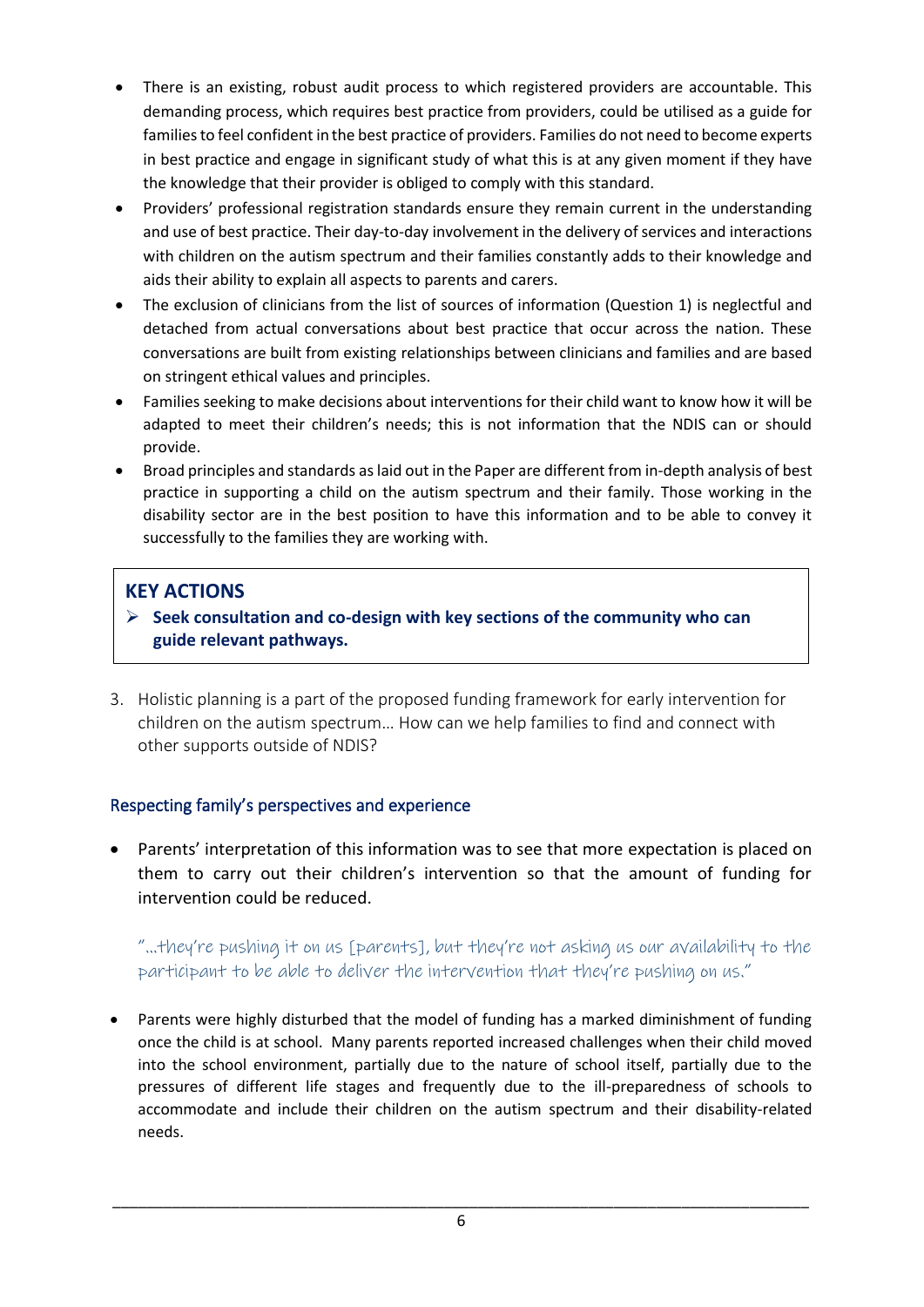- There is an existing, robust audit process to which registered providers are accountable. This demanding process, which requires best practice from providers, could be utilised as a guide for families to feel confident in the best practice of providers. Families do not need to become experts in best practice and engage in significant study of what this is at any given moment if they have the knowledge that their provider is obliged to comply with this standard.
- Providers' professional registration standards ensure they remain current in the understanding and use of best practice. Their day-to-day involvement in the delivery of services and interactions with children on the autism spectrum and their families constantly adds to their knowledge and aids their ability to explain all aspects to parents and carers.
- The exclusion of clinicians from the list of sources of information (Question 1) is neglectful and detached from actual conversations about best practice that occur across the nation. These conversations are built from existing relationships between clinicians and families and are based on stringent ethical values and principles.
- Families seeking to make decisions about interventions for their child want to know how it will be adapted to meet their children's needs; this is not information that the NDIS can or should provide.
- Broad principles and standards as laid out in the Paper are different from in-depth analysis of best practice in supporting a child on the autism spectrum and their family. Those working in the disability sector are in the best position to have this information and to be able to convey it successfully to the families they are working with.

> **KEY ACTIONS**
>
> - **Seek consultation and co-design with key sections of the community who can guide relevant pathways.**

3. Holistic planning is a part of the proposed funding framework for early intervention for children on the autism spectrum… How can we help families to find and connect with other supports outside of NDIS?

### Respecting family's perspectives and experience

- Parents' interpretation of this information was to see that more expectation is placed on them to carry out their children's intervention so that the amount of funding for intervention could be reduced.

*"…they're pushing it on us [parents], but they're not asking us our availability to the participant to be able to deliver the intervention that they're pushing on us."*

- Parents were highly disturbed that the model of funding has a marked diminishment of funding once the child is at school. Many parents reported increased challenges when their child moved into the school environment, partially due to the nature of school itself, partially due to the pressures of different life stages and frequently due to the ill-preparedness of schools to accommodate and include their children on the autism spectrum and their disability-related needs.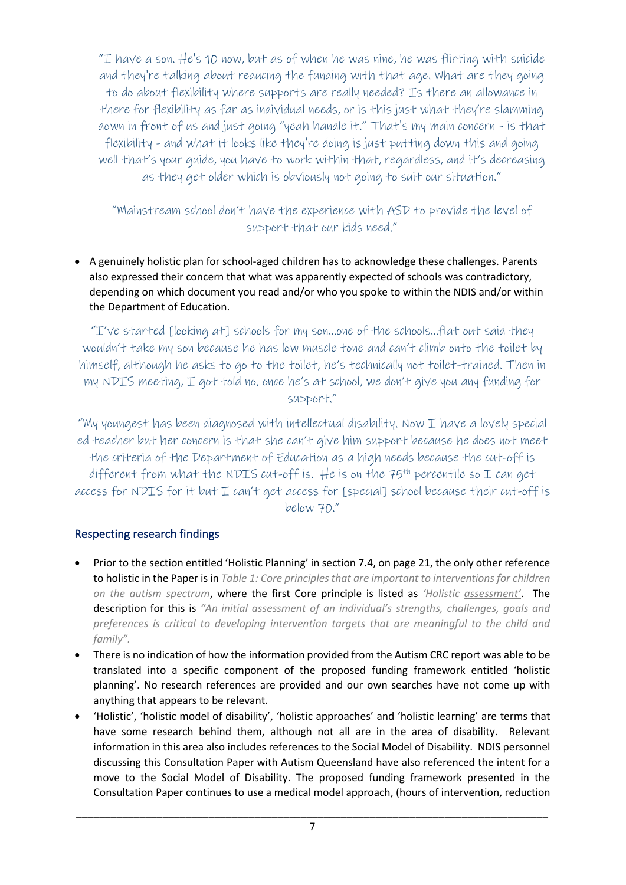"I have a son. He's 10 now, but as of when he was nine, he was flirting with suicide and they're talking about reducing the funding with that age. What are they going to do about flexibility where supports are really needed? Is there an allowance in there for flexibility as far as individual needs, or is this just what they're slamming down in front of us and just going "yeah handle it." That's my main concern - is that flexibility - and what it looks like they're doing is just putting down this and going well that's your guide, you have to work within that, regardless, and it's decreasing as they get older which is obviously not going to suit our situation."

"Mainstream school don't have the experience with ASD to provide the level of support that our kids need."

- A genuinely holistic plan for school-aged children has to acknowledge these challenges. Parents also expressed their concern that what was apparently expected of schools was contradictory, depending on which document you read and/or who you spoke to within the NDIS and/or within the Department of Education.

"I've started [looking at] schools for my son…one of the schools…flat out said they wouldn't take my son because he has low muscle tone and can't climb onto the toilet by himself, although he asks to go to the toilet, he's technically not toilet-trained. Then in my NDIS meeting, I got told no, once he's at school, we don't give you any funding for support."

"My youngest has been diagnosed with intellectual disability. Now I have a lovely special ed teacher but her concern is that she can't give him support because he does not meet the criteria of the Department of Education as a high needs because the cut-off is different from what the NDIS cut-off is. He is on the 75th percentile so I can get access for NDIS for it but I can't get access for [special] school because their cut-off is below 70."

## Respecting research findings

- Prior to the section entitled 'Holistic Planning' in section 7.4, on page 21, the only other reference to holistic in the Paper is in *Table 1: Core principles that are important to interventions for children on the autism spectrum*, where the first Core principle is listed as *'Holistic assessment'*. The description for this is *"An initial assessment of an individual's strengths, challenges, goals and preferences is critical to developing intervention targets that are meaningful to the child and family".*
- There is no indication of how the information provided from the Autism CRC report was able to be translated into a specific component of the proposed funding framework entitled 'holistic planning'. No research references are provided and our own searches have not come up with anything that appears to be relevant.
- 'Holistic', 'holistic model of disability', 'holistic approaches' and 'holistic learning' are terms that have some research behind them, although not all are in the area of disability. Relevant information in this area also includes references to the Social Model of Disability. NDIS personnel discussing this Consultation Paper with Autism Queensland have also referenced the intent for a move to the Social Model of Disability. The proposed funding framework presented in the Consultation Paper continues to use a medical model approach, (hours of intervention, reduction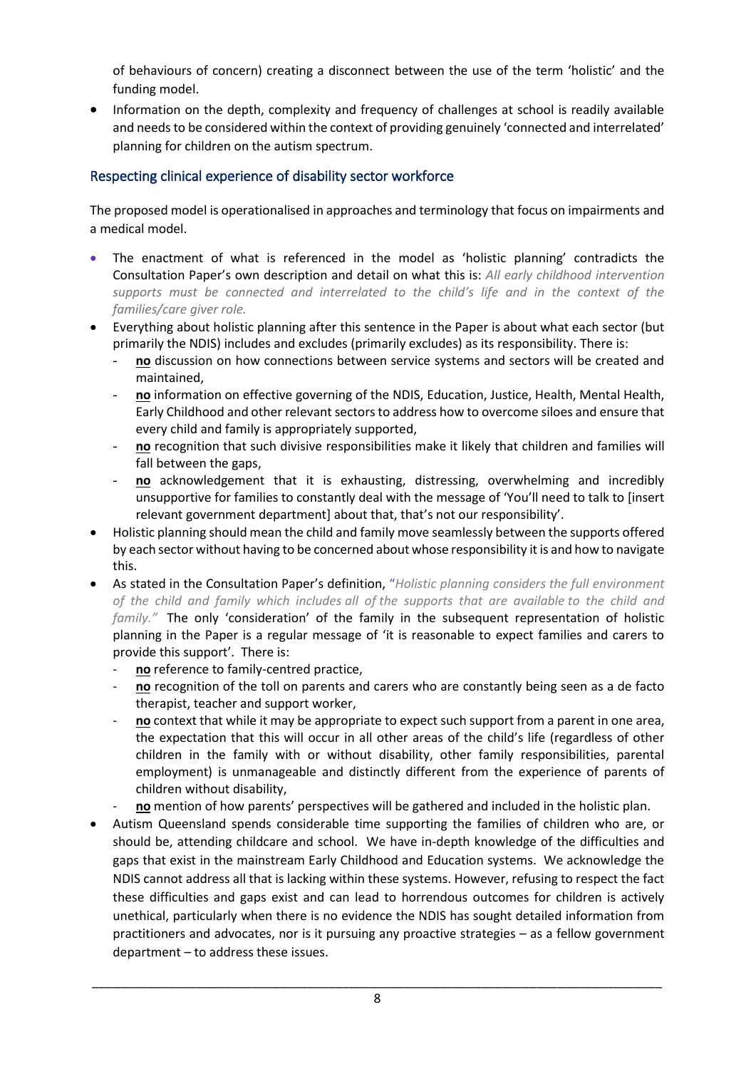of behaviours of concern) creating a disconnect between the use of the term 'holistic' and the funding model.

- Information on the depth, complexity and frequency of challenges at school is readily available and needs to be considered within the context of providing genuinely 'connected and interrelated' planning for children on the autism spectrum.

## Respecting clinical experience of disability sector workforce

The proposed model is operationalised in approaches and terminology that focus on impairments and a medical model.

- The enactment of what is referenced in the model as 'holistic planning' contradicts the Consultation Paper's own description and detail on what this is: *All early childhood intervention supports must be connected and interrelated to the child's life and in the context of the families/care giver role.*
- Everything about holistic planning after this sentence in the Paper is about what each sector (but primarily the NDIS) includes and excludes (primarily excludes) as its responsibility. There is:
  - **no** discussion on how connections between service systems and sectors will be created and maintained,
  - **no** information on effective governing of the NDIS, Education, Justice, Health, Mental Health, Early Childhood and other relevant sectors to address how to overcome siloes and ensure that every child and family is appropriately supported,
  - **no** recognition that such divisive responsibilities make it likely that children and families will fall between the gaps,
  - **no** acknowledgement that it is exhausting, distressing, overwhelming and incredibly unsupportive for families to constantly deal with the message of 'You'll need to talk to [insert relevant government department] about that, that's not our responsibility'.
- Holistic planning should mean the child and family move seamlessly between the supports offered by each sector without having to be concerned about whose responsibility it is and how to navigate this.
- As stated in the Consultation Paper's definition, "*Holistic planning considers the full environment of the child and family which includes all of the supports that are available to the child and family."* The only 'consideration' of the family in the subsequent representation of holistic planning in the Paper is a regular message of 'it is reasonable to expect families and carers to provide this support'. There is:
  - **no** reference to family-centred practice,
  - **no** recognition of the toll on parents and carers who are constantly being seen as a de facto therapist, teacher and support worker,
  - **no** context that while it may be appropriate to expect such support from a parent in one area, the expectation that this will occur in all other areas of the child's life (regardless of other children in the family with or without disability, other family responsibilities, parental employment) is unmanageable and distinctly different from the experience of parents of children without disability,
  - **no** mention of how parents' perspectives will be gathered and included in the holistic plan.
- Autism Queensland spends considerable time supporting the families of children who are, or should be, attending childcare and school. We have in-depth knowledge of the difficulties and gaps that exist in the mainstream Early Childhood and Education systems. We acknowledge the NDIS cannot address all that is lacking within these systems. However, refusing to respect the fact these difficulties and gaps exist and can lead to horrendous outcomes for children is actively unethical, particularly when there is no evidence the NDIS has sought detailed information from practitioners and advocates, nor is it pursuing any proactive strategies – as a fellow government department – to address these issues.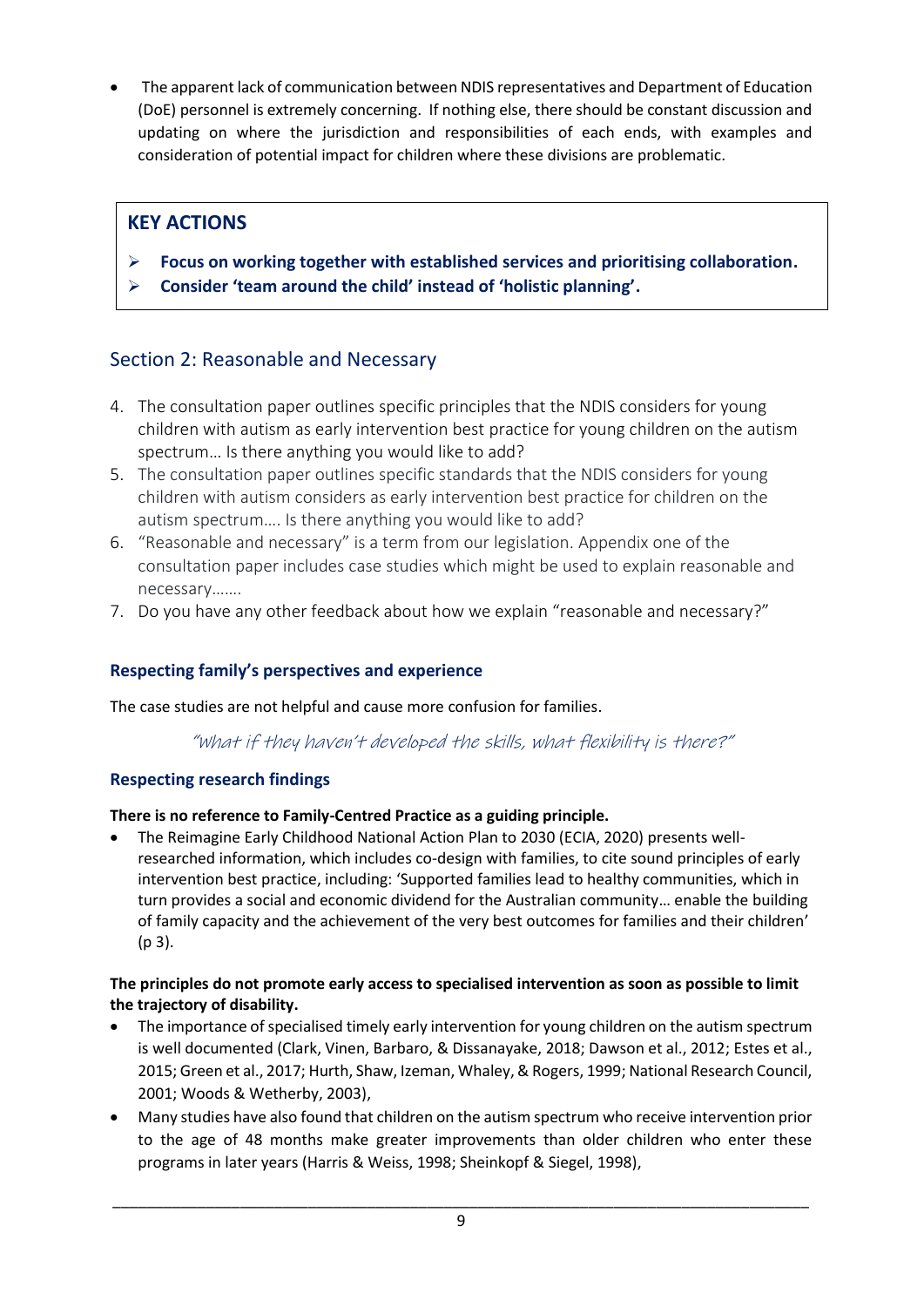- The apparent lack of communication between NDIS representatives and Department of Education (DoE) personnel is extremely concerning. If nothing else, there should be constant discussion and updating on where the jurisdiction and responsibilities of each ends, with examples and consideration of potential impact for children where these divisions are problematic.

> **KEY ACTIONS**
>
> - **Focus on working together with established services and prioritising collaboration.**
> - **Consider 'team around the child' instead of 'holistic planning'.**

## Section 2: Reasonable and Necessary

4. The consultation paper outlines specific principles that the NDIS considers for young children with autism as early intervention best practice for young children on the autism spectrum… Is there anything you would like to add?
5. The consultation paper outlines specific standards that the NDIS considers for young children with autism considers as early intervention best practice for children on the autism spectrum…. Is there anything you would like to add?
6. "Reasonable and necessary" is a term from our legislation. Appendix one of the consultation paper includes case studies which might be used to explain reasonable and necessary…….
7. Do you have any other feedback about how we explain "reasonable and necessary?"

### Respecting family's perspectives and experience

The case studies are not helpful and cause more confusion for families.

*"What if they haven't developed the skills, what flexibility is there?"*

### Respecting research findings

**There is no reference to Family-Centred Practice as a guiding principle.**

- The Reimagine Early Childhood National Action Plan to 2030 (ECIA, 2020) presents well-researched information, which includes co-design with families, to cite sound principles of early intervention best practice, including: 'Supported families lead to healthy communities, which in turn provides a social and economic dividend for the Australian community… enable the building of family capacity and the achievement of the very best outcomes for families and their children' (p 3).

**The principles do not promote early access to specialised intervention as soon as possible to limit the trajectory of disability.**

- The importance of specialised timely early intervention for young children on the autism spectrum is well documented (Clark, Vinen, Barbaro, & Dissanayake, 2018; Dawson et al., 2012; Estes et al., 2015; Green et al., 2017; Hurth, Shaw, Izeman, Whaley, & Rogers, 1999; National Research Council, 2001; Woods & Wetherby, 2003),
- Many studies have also found that children on the autism spectrum who receive intervention prior to the age of 48 months make greater improvements than older children who enter these programs in later years (Harris & Weiss, 1998; Sheinkopf & Siegel, 1998),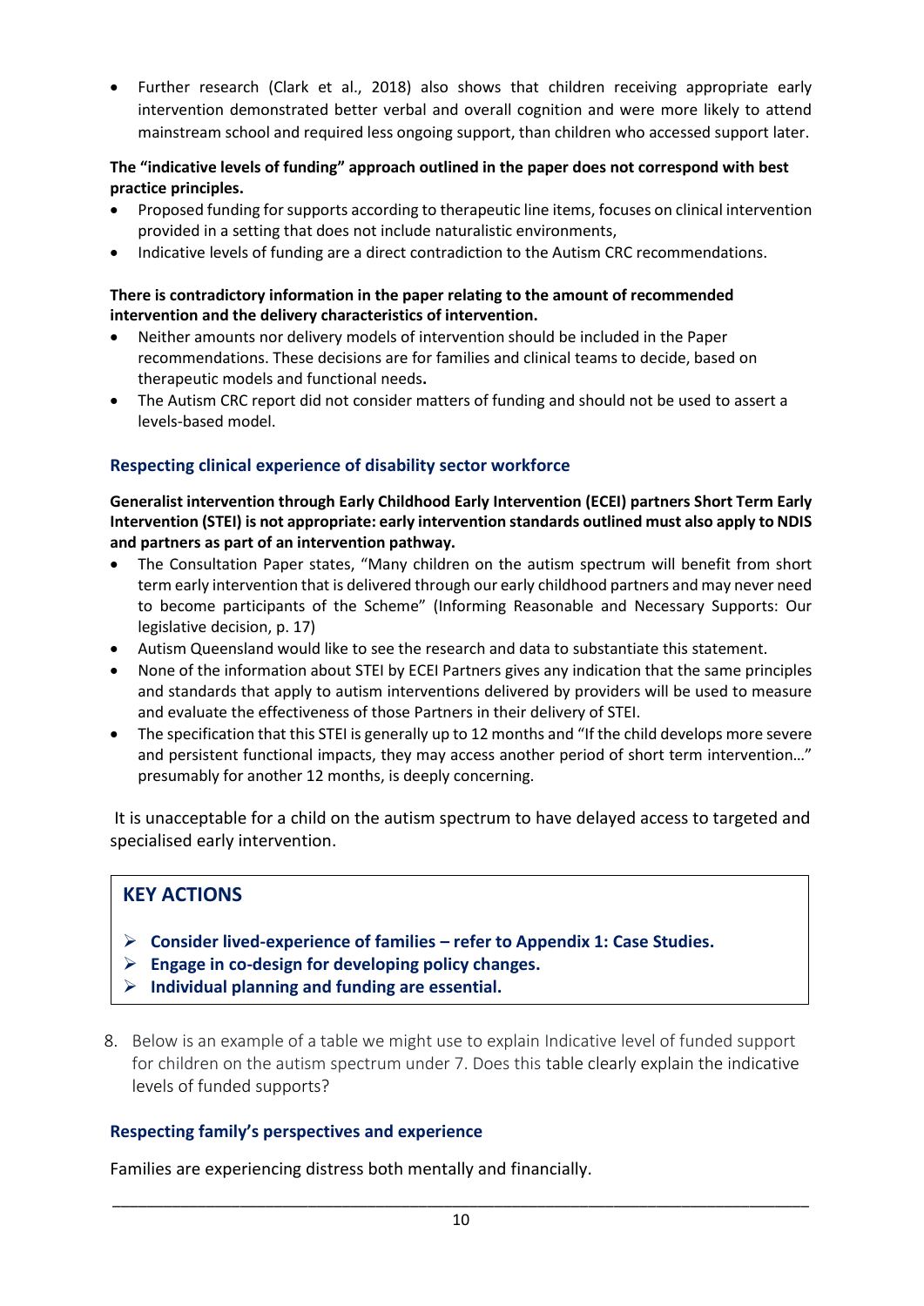- Further research (Clark et al., 2018) also shows that children receiving appropriate early intervention demonstrated better verbal and overall cognition and were more likely to attend mainstream school and required less ongoing support, than children who accessed support later.

**The "indicative levels of funding" approach outlined in the paper does not correspond with best practice principles.**

- Proposed funding for supports according to therapeutic line items, focuses on clinical intervention provided in a setting that does not include naturalistic environments,
- Indicative levels of funding are a direct contradiction to the Autism CRC recommendations.

**There is contradictory information in the paper relating to the amount of recommended intervention and the delivery characteristics of intervention.**

- Neither amounts nor delivery models of intervention should be included in the Paper recommendations. These decisions are for families and clinical teams to decide, based on therapeutic models and functional needs**.**
- The Autism CRC report did not consider matters of funding and should not be used to assert a levels-based model.

### Respecting clinical experience of disability sector workforce

**Generalist intervention through Early Childhood Early Intervention (ECEI) partners Short Term Early Intervention (STEI) is not appropriate: early intervention standards outlined must also apply to NDIS and partners as part of an intervention pathway.**

- The Consultation Paper states, "Many children on the autism spectrum will benefit from short term early intervention that is delivered through our early childhood partners and may never need to become participants of the Scheme" (Informing Reasonable and Necessary Supports: Our legislative decision, p. 17)
- Autism Queensland would like to see the research and data to substantiate this statement.
- None of the information about STEI by ECEI Partners gives any indication that the same principles and standards that apply to autism interventions delivered by providers will be used to measure and evaluate the effectiveness of those Partners in their delivery of STEI.
- The specification that this STEI is generally up to 12 months and "If the child develops more severe and persistent functional impacts, they may access another period of short term intervention…" presumably for another 12 months, is deeply concerning.

It is unacceptable for a child on the autism spectrum to have delayed access to targeted and specialised early intervention.

> ## KEY ACTIONS
>
> - **Consider lived-experience of families – refer to Appendix 1: Case Studies.**
> - **Engage in co-design for developing policy changes.**
> - **Individual planning and funding are essential.**

8. Below is an example of a table we might use to explain Indicative level of funded support for children on the autism spectrum under 7. Does this table clearly explain the indicative levels of funded supports?

### Respecting family's perspectives and experience

Families are experiencing distress both mentally and financially.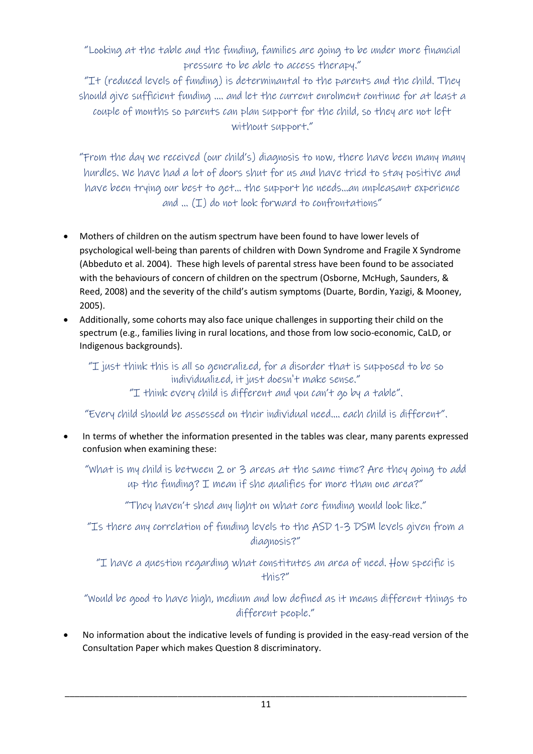"Looking at the table and the funding, families are going to be under more financial pressure to be able to access therapy."

"It (reduced levels of funding) is determinantal to the parents and the child. They should give sufficient funding …. and let the current enrolment continue for at least a couple of months so parents can plan support for the child, so they are not left without support."

"From the day we received (our child's) diagnosis to now, there have been many many hurdles. We have had a lot of doors shut for us and have tried to stay positive and have been trying our best to get… the support he needs…an unpleasant experience and … (I) do not look forward to confrontations"

- Mothers of children on the autism spectrum have been found to have lower levels of psychological well-being than parents of children with Down Syndrome and Fragile X Syndrome (Abbeduto et al. 2004). These high levels of parental stress have been found to be associated with the behaviours of concern of children on the spectrum (Osborne, McHugh, Saunders, & Reed, 2008) and the severity of the child's autism symptoms (Duarte, Bordin, Yazigi, & Mooney, 2005).
- Additionally, some cohorts may also face unique challenges in supporting their child on the spectrum (e.g., families living in rural locations, and those from low socio-economic, CaLD, or Indigenous backgrounds).

"I just think this is all so generalized, for a disorder that is supposed to be so individualized, it just doesn't make sense."

"I think every child is different and you can't go by a table".

"Every child should be assessed on their individual need…. each child is different".

- In terms of whether the information presented in the tables was clear, many parents expressed confusion when examining these:

"What is my child is between 2 or 3 areas at the same time? Are they going to add up the funding? I mean if she qualifies for more than one area?"

"They haven't shed any light on what core funding would look like."

"Is there any correlation of funding levels to the ASD 1-3 DSM levels given from a diagnosis?"

"I have a question regarding what constitutes an area of need. How specific is this?"

"Would be good to have high, medium and low defined as it means different things to different people."

- No information about the indicative levels of funding is provided in the easy-read version of the Consultation Paper which makes Question 8 discriminatory.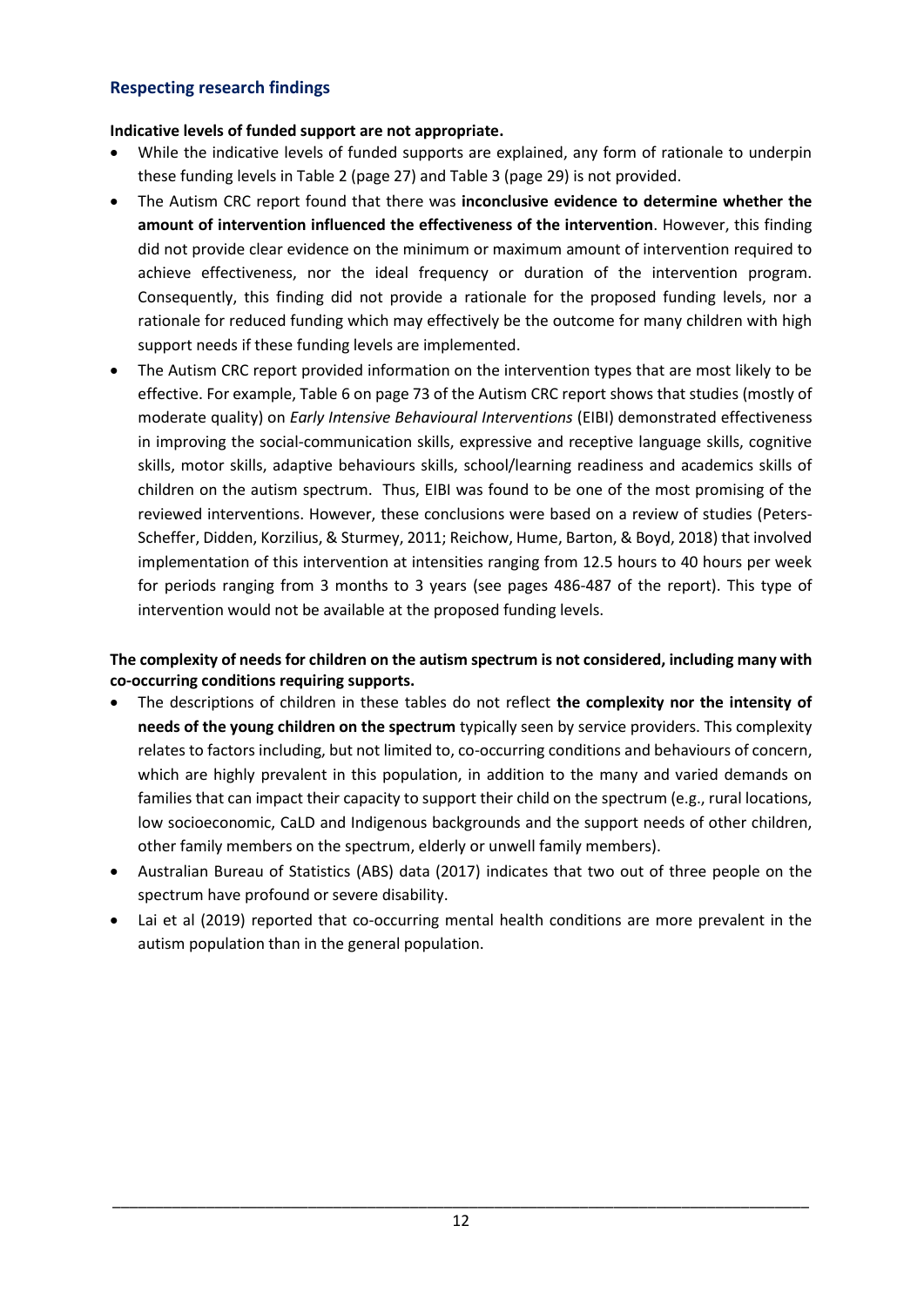## Respecting research findings

**Indicative levels of funded support are not appropriate.**

- While the indicative levels of funded supports are explained, any form of rationale to underpin these funding levels in Table 2 (page 27) and Table 3 (page 29) is not provided.
- The Autism CRC report found that there was **inconclusive evidence to determine whether the amount of intervention influenced the effectiveness of the intervention**. However, this finding did not provide clear evidence on the minimum or maximum amount of intervention required to achieve effectiveness, nor the ideal frequency or duration of the intervention program. Consequently, this finding did not provide a rationale for the proposed funding levels, nor a rationale for reduced funding which may effectively be the outcome for many children with high support needs if these funding levels are implemented.
- The Autism CRC report provided information on the intervention types that are most likely to be effective. For example, Table 6 on page 73 of the Autism CRC report shows that studies (mostly of moderate quality) on *Early Intensive Behavioural Interventions* (EIBI) demonstrated effectiveness in improving the social-communication skills, expressive and receptive language skills, cognitive skills, motor skills, adaptive behaviours skills, school/learning readiness and academics skills of children on the autism spectrum. Thus, EIBI was found to be one of the most promising of the reviewed interventions. However, these conclusions were based on a review of studies (Peters-Scheffer, Didden, Korzilius, & Sturmey, 2011; Reichow, Hume, Barton, & Boyd, 2018) that involved implementation of this intervention at intensities ranging from 12.5 hours to 40 hours per week for periods ranging from 3 months to 3 years (see pages 486-487 of the report). This type of intervention would not be available at the proposed funding levels.

**The complexity of needs for children on the autism spectrum is not considered, including many with co-occurring conditions requiring supports.**

- The descriptions of children in these tables do not reflect **the complexity nor the intensity of needs of the young children on the spectrum** typically seen by service providers. This complexity relates to factors including, but not limited to, co-occurring conditions and behaviours of concern, which are highly prevalent in this population, in addition to the many and varied demands on families that can impact their capacity to support their child on the spectrum (e.g., rural locations, low socioeconomic, CaLD and Indigenous backgrounds and the support needs of other children, other family members on the spectrum, elderly or unwell family members).
- Australian Bureau of Statistics (ABS) data (2017) indicates that two out of three people on the spectrum have profound or severe disability.
- Lai et al (2019) reported that co-occurring mental health conditions are more prevalent in the autism population than in the general population.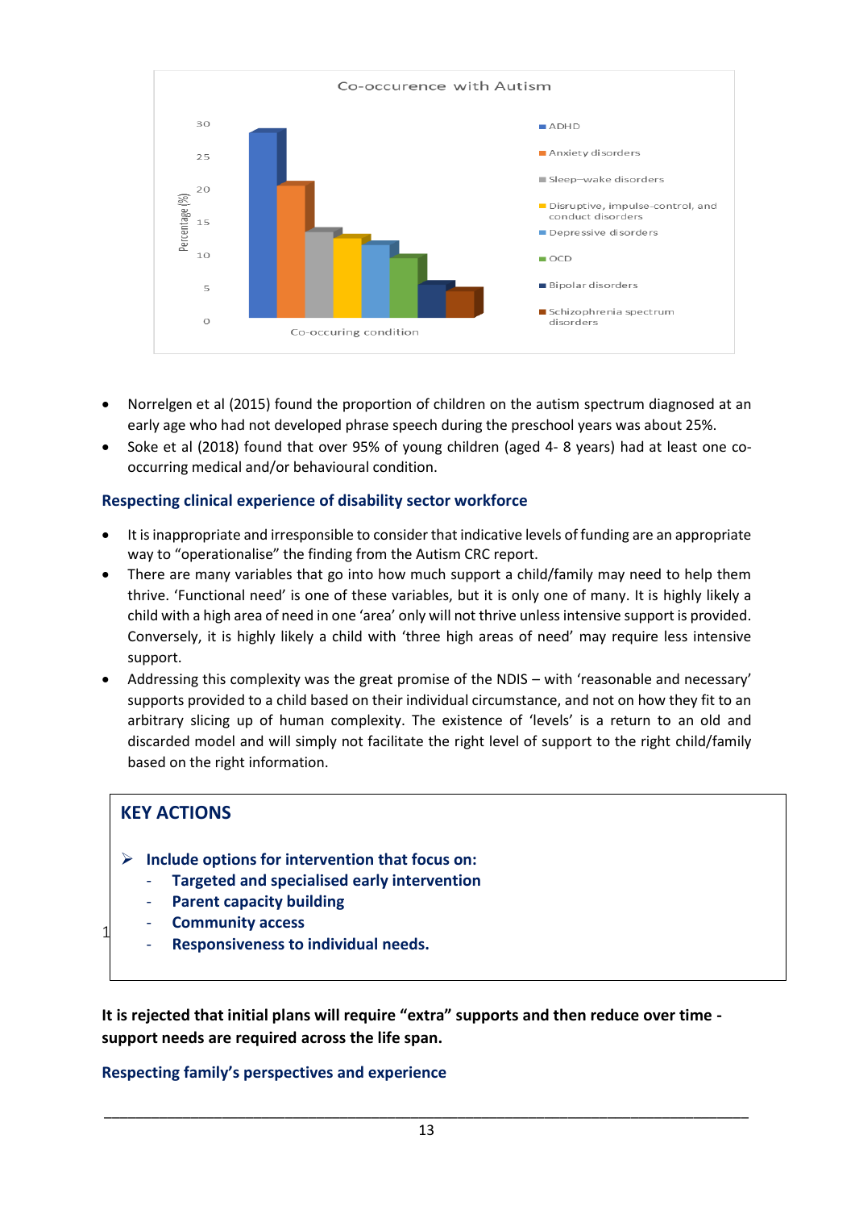Co-occurence with Autism

Percentage (%)

Co-occuring condition

- ADHD
- Anxiety disorders
- Sleep–wake disorders
- Disruptive, impulse-control, and conduct disorders
- Depressive disorders
- OCD
- Bipolar disorders
- Schizophrenia spectrum disorders

- Norrelgen et al (2015) found the proportion of children on the autism spectrum diagnosed at an early age who had not developed phrase speech during the preschool years was about 25%.
- Soke et al (2018) found that over 95% of young children (aged 4- 8 years) had at least one co-occurring medical and/or behavioural condition.

### Respecting clinical experience of disability sector workforce

- It is inappropriate and irresponsible to consider that indicative levels of funding are an appropriate way to "operationalise" the finding from the Autism CRC report.
- There are many variables that go into how much support a child/family may need to help them thrive. 'Functional need' is one of these variables, but it is only one of many. It is highly likely a child with a high area of need in one 'area' only will not thrive unless intensive support is provided. Conversely, it is highly likely a child with 'three high areas of need' may require less intensive support.
- Addressing this complexity was the great promise of the NDIS – with 'reasonable and necessary' supports provided to a child based on their individual circumstance, and not on how they fit to an arbitrary slicing up of human complexity. The existence of 'levels' is a return to an old and discarded model and will simply not facilitate the right level of support to the right child/family based on the right information.

### KEY ACTIONS

- **Include options for intervention that focus on:**
  - **Targeted and specialised early intervention**
  - **Parent capacity building**
  - **Community access**
  - **Responsiveness to individual needs.**

**It is rejected that initial plans will require "extra" supports and then reduce over time - support needs are required across the life span.**

### Respecting family's perspectives and experience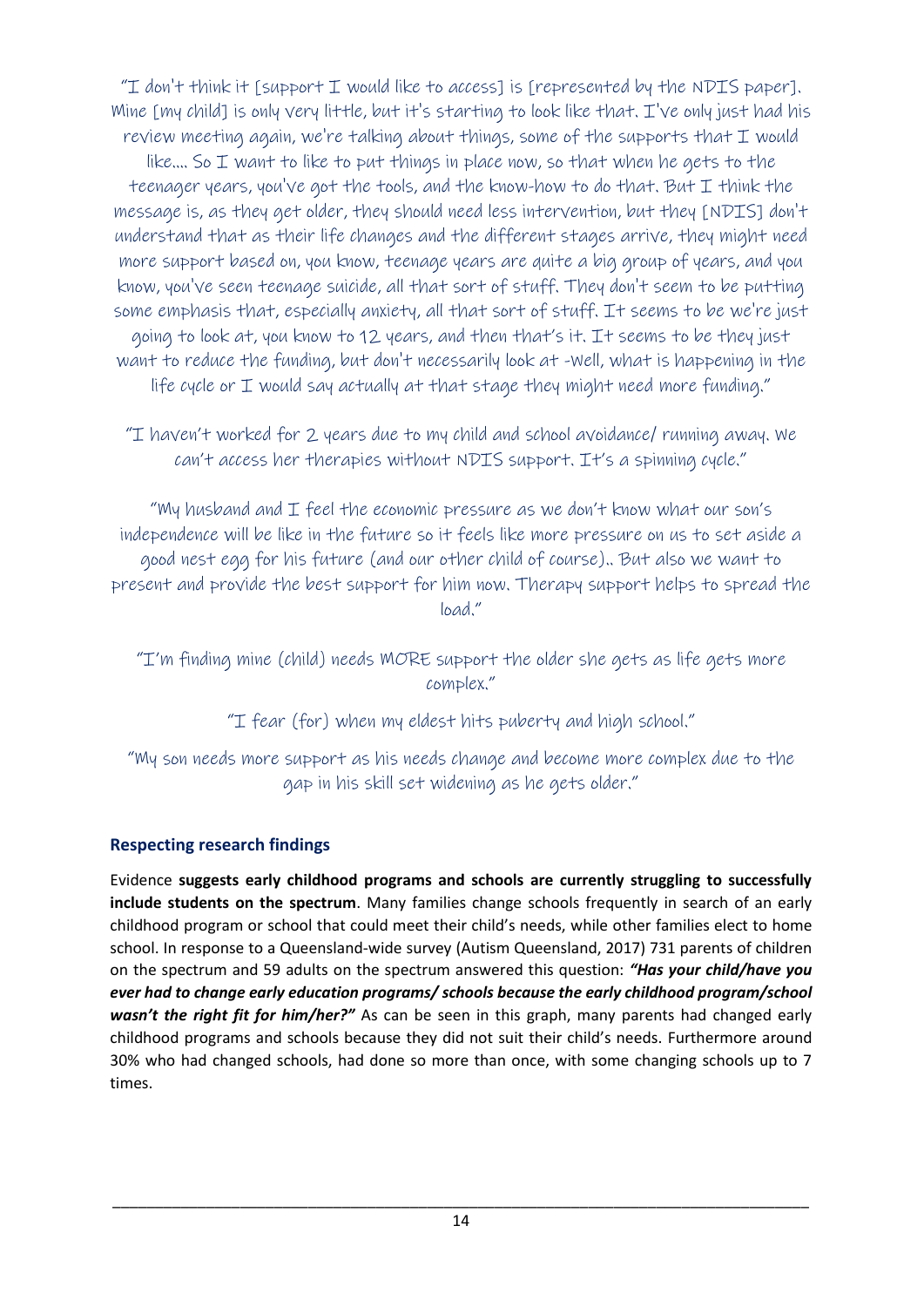"I don't think it [support I would like to access] is [represented by the NDIS paper]. Mine [my child] is only very little, but it's starting to look like that. I've only just had his review meeting again, we're talking about things, some of the supports that I would like…. So I want to like to put things in place now, so that when he gets to the teenager years, you've got the tools, and the know-how to do that. But I think the message is, as they get older, they should need less intervention, but they [NDIS] don't understand that as their life changes and the different stages arrive, they might need more support based on, you know, teenage years are quite a big group of years, and you know, you've seen teenage suicide, all that sort of stuff. They don't seem to be putting some emphasis that, especially anxiety, all that sort of stuff. It seems to be we're just going to look at, you know to 12 years, and then that's it. It seems to be they just want to reduce the funding, but don't necessarily look at -Well, what is happening in the life cycle or I would say actually at that stage they might need more funding."

"I haven't worked for 2 years due to my child and school avoidance/ running away. We can't access her therapies without NDIS support. It's a spinning cycle."

"My husband and I feel the economic pressure as we don't know what our son's independence will be like in the future so it feels like more pressure on us to set aside a good nest egg for his future (and our other child of course).. But also we want to present and provide the best support for him now. Therapy support helps to spread the load."

"I'm finding mine (child) needs MORE support the older she gets as life gets more complex."

"I fear (for) when my eldest hits puberty and high school."

"My son needs more support as his needs change and become more complex due to the gap in his skill set widening as he gets older."

## Respecting research findings

Evidence **suggests early childhood programs and schools are currently struggling to successfully include students on the spectrum**. Many families change schools frequently in search of an early childhood program or school that could meet their child's needs, while other families elect to home school. In response to a Queensland-wide survey (Autism Queensland, 2017) 731 parents of children on the spectrum and 59 adults on the spectrum answered this question: ***"Has your child/have you ever had to change early education programs/ schools because the early childhood program/school wasn't the right fit for him/her?"*** As can be seen in this graph, many parents had changed early childhood programs and schools because they did not suit their child's needs. Furthermore around 30% who had changed schools, had done so more than once, with some changing schools up to 7 times.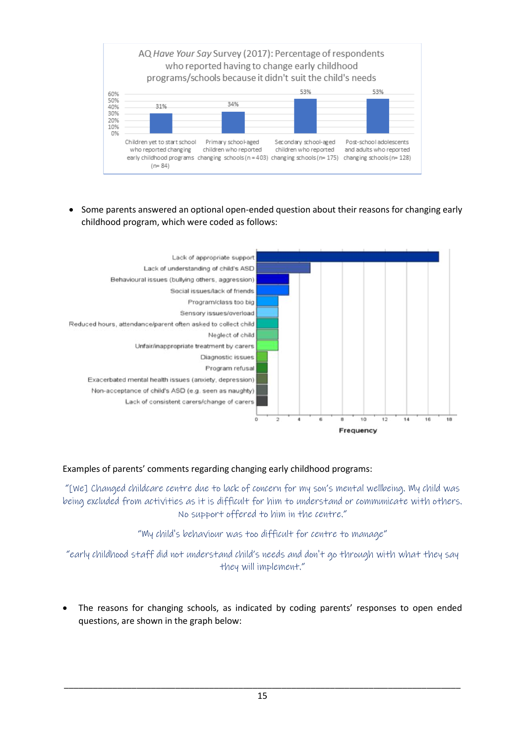**AQ *Have Your Say* Survey (2017): Percentage of respondents who reported having to change early childhood programs/schools because it didn't suit the child's needs**

| Group | Percentage |
|---|---|
| Children yet to start school who reported changing early childhood programs (n= 84) | 31% |
| Primary school-aged children who reported changing schools (n = 403) | 34% |
| Secondary school-aged children who reported changing schools (n= 175) | 53% |
| Post-school adolescents and adults who reported changing schools (n= 128) | 53% |

- Some parents answered an optional open-ended question about their reasons for changing early childhood program, which were coded as follows:

| Reason | Frequency |
|---|---|
| Lack of appropriate support | 17 |
| Lack of understanding of child's ASD | 5 |
| Behavioural issues (bullying others, aggression) | 3 |
| Social issues/lack of friends | 3 |
| Program/class too big | 2 |
| Sensory issues/overload | 2 |
| Reduced hours, attendance/parent often asked to collect child | 2 |
| Neglect of child | 2 |
| Unfair/inappropriate treatment by carers | 2 |
| Diagnostic issues | 1 |
| Program refusal | 1 |
| Exacerbated mental health issues (anxiety, depression) | 1 |
| Non-acceptance of child's ASD (e.g. seen as naughty) | 1 |
| Lack of consistent carers/change of carers | 1 |

Examples of parents' comments regarding changing early childhood programs:

"[We] Changed childcare centre due to lack of concern for my son's mental wellbeing. My child was being excluded from activities as it is difficult for him to understand or communicate with others. No support offered to him in the centre."

"My child's behaviour was too difficult for centre to manage"

"early childhood staff did not understand child's needs and don't go through with what they say they will implement."

- The reasons for changing schools, as indicated by coding parents' responses to open ended questions, are shown in the graph below: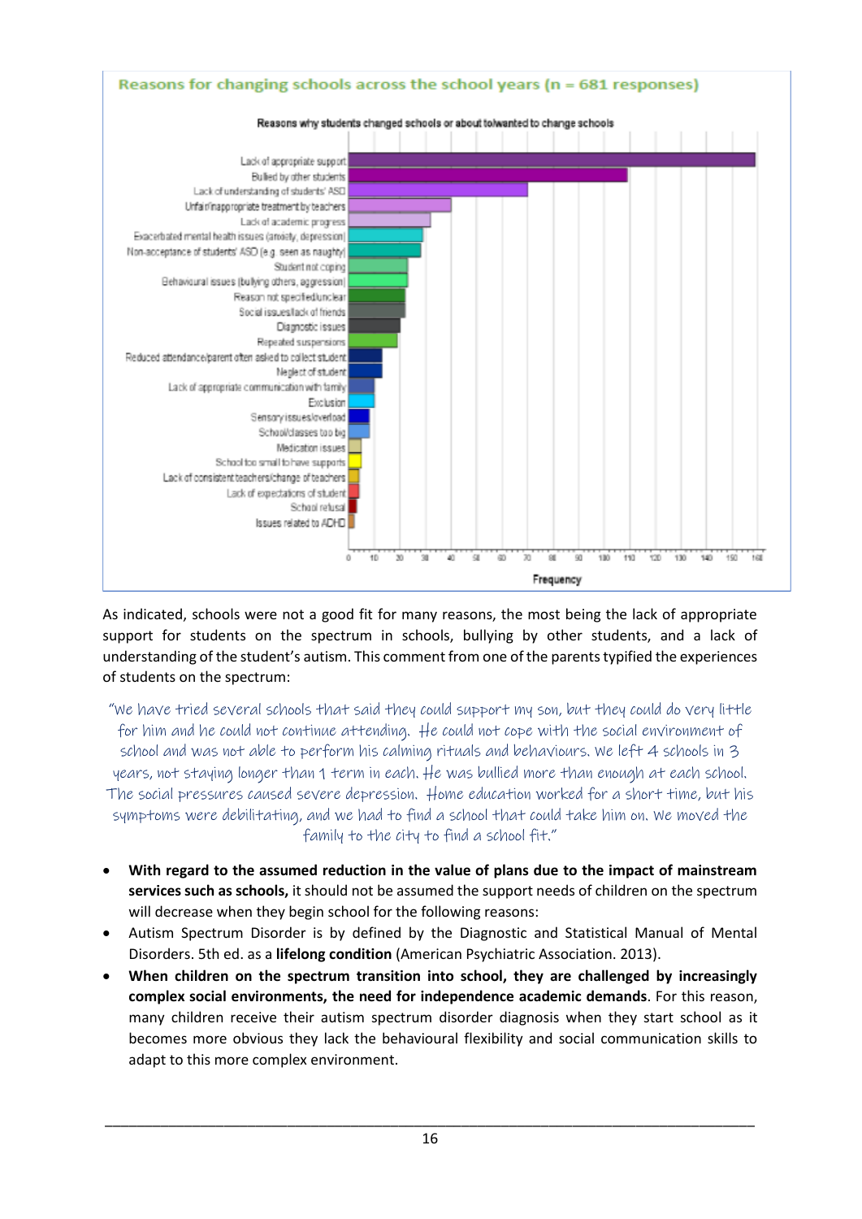**Reasons for changing schools across the school years (n = 681 responses)**

Reasons why students changed schools or about to/wanted to change schools

| Reason |
|---|
| Lack of appropriate support |
| Bullied by other students |
| Lack of understanding of students' ASD |
| Unfair/inappropriate treatment by teachers |
| Lack of academic progress |
| Exacerbated mental health issues (anxiety, depression) |
| Non-acceptance of students' ASD (e.g. seen as naughty) |
| Student not coping |
| Behavioural issues (bullying others, aggression) |
| Reason not specified/unclear |
| Social issues/lack of friends |
| Diagnostic issues |
| Repeated suspensions |
| Reduced attendance/parent often asked to collect student |
| Neglect of student |
| Lack of appropriate communication with family |
| Exclusion |
| Sensory issues/overload |
| School/classes too big |
| Medication issues |
| School too small to have supports |
| Lack of consistent teachers/change of teachers |
| Lack of expectations of student |
| School refusal |
| Issues related to ADHD |

Frequency

As indicated, schools were not a good fit for many reasons, the most being the lack of appropriate support for students on the spectrum in schools, bullying by other students, and a lack of understanding of the student's autism. This comment from one of the parents typified the experiences of students on the spectrum:

> "We have tried several schools that said they could support my son, but they could do very little for him and he could not continue attending. He could not cope with the social environment of school and was not able to perform his calming rituals and behaviours. We left 4 schools in 3 years, not staying longer than 1 term in each. He was bullied more than enough at each school. The social pressures caused severe depression. Home education worked for a short time, but his symptoms were debilitating, and we had to find a school that could take him on. We moved the family to the city to find a school fit."

- **With regard to the assumed reduction in the value of plans due to the impact of mainstream services such as schools,** it should not be assumed the support needs of children on the spectrum will decrease when they begin school for the following reasons:
- Autism Spectrum Disorder is by defined by the Diagnostic and Statistical Manual of Mental Disorders. 5th ed. as a **lifelong condition** (American Psychiatric Association. 2013).
- **When children on the spectrum transition into school, they are challenged by increasingly complex social environments, the need for independence academic demands**. For this reason, many children receive their autism spectrum disorder diagnosis when they start school as it becomes more obvious they lack the behavioural flexibility and social communication skills to adapt to this more complex environment.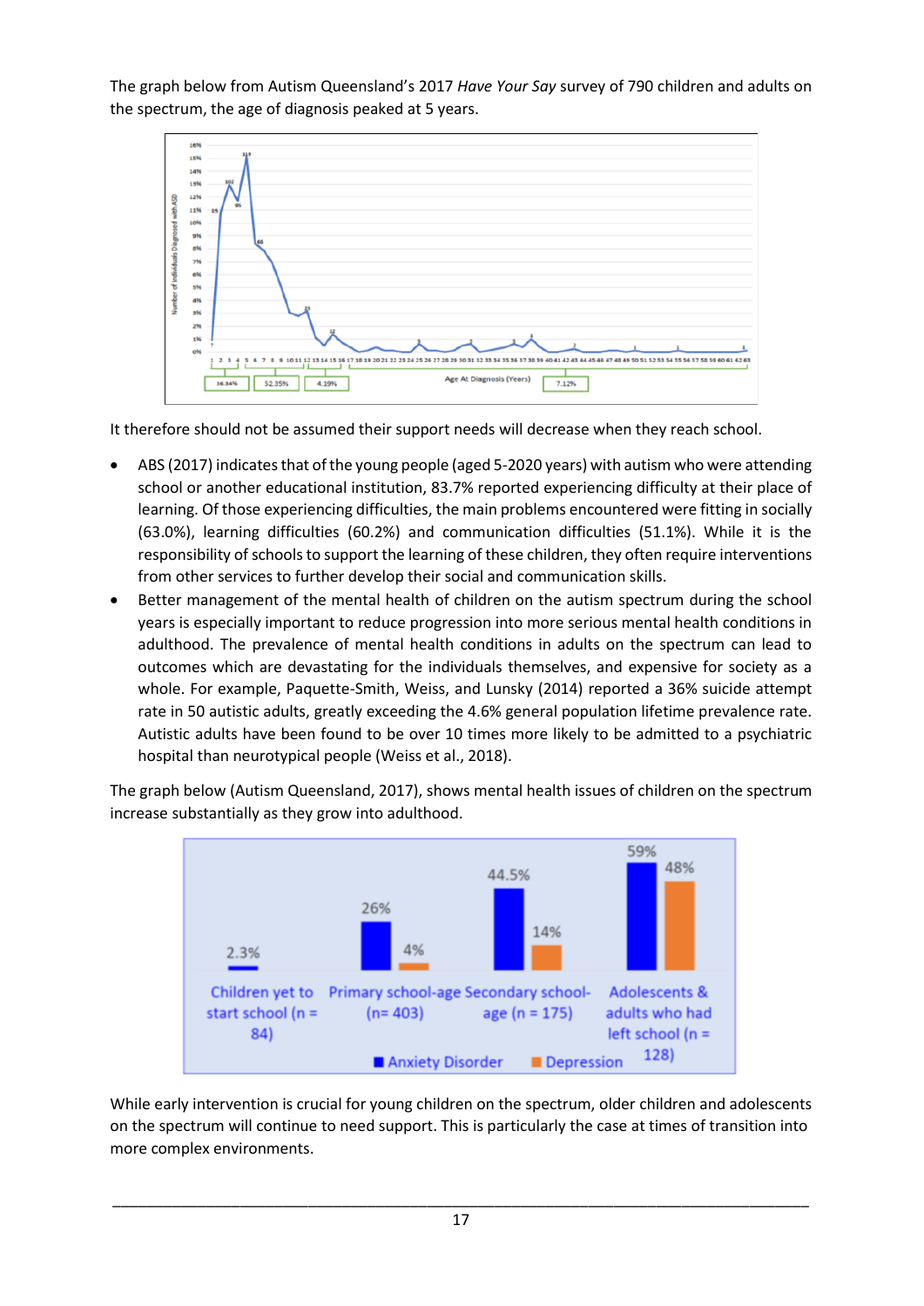The graph below from Autism Queensland's 2017 *Have Your Say* survey of 790 children and adults on the spectrum, the age of diagnosis peaked at 5 years.

It therefore should not be assumed their support needs will decrease when they reach school.

- ABS (2017) indicates that of the young people (aged 5-2020 years) with autism who were attending school or another educational institution, 83.7% reported experiencing difficulty at their place of learning. Of those experiencing difficulties, the main problems encountered were fitting in socially (63.0%), learning difficulties (60.2%) and communication difficulties (51.1%). While it is the responsibility of schools to support the learning of these children, they often require interventions from other services to further develop their social and communication skills.
- Better management of the mental health of children on the autism spectrum during the school years is especially important to reduce progression into more serious mental health conditions in adulthood. The prevalence of mental health conditions in adults on the spectrum can lead to outcomes which are devastating for the individuals themselves, and expensive for society as a whole. For example, Paquette-Smith, Weiss, and Lunsky (2014) reported a 36% suicide attempt rate in 50 autistic adults, greatly exceeding the 4.6% general population lifetime prevalence rate. Autistic adults have been found to be over 10 times more likely to be admitted to a psychiatric hospital than neurotypical people (Weiss et al., 2018).

The graph below (Autism Queensland, 2017), shows mental health issues of children on the spectrum increase substantially as they grow into adulthood.

While early intervention is crucial for young children on the spectrum, older children and adolescents on the spectrum will continue to need support. This is particularly the case at times of transition into more complex environments.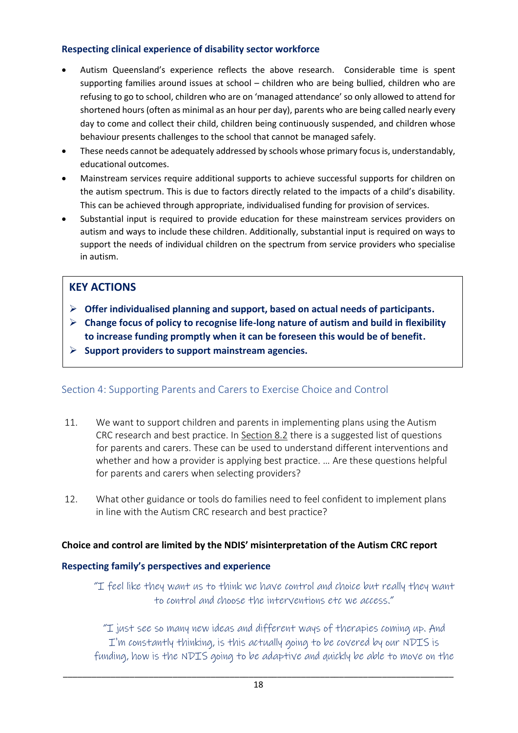### Respecting clinical experience of disability sector workforce

- Autism Queensland's experience reflects the above research. Considerable time is spent supporting families around issues at school – children who are being bullied, children who are refusing to go to school, children who are on 'managed attendance' so only allowed to attend for shortened hours (often as minimal as an hour per day), parents who are being called nearly every day to come and collect their child, children being continuously suspended, and children whose behaviour presents challenges to the school that cannot be managed safely.
- These needs cannot be adequately addressed by schools whose primary focus is, understandably, educational outcomes.
- Mainstream services require additional supports to achieve successful supports for children on the autism spectrum. This is due to factors directly related to the impacts of a child's disability. This can be achieved through appropriate, individualised funding for provision of services.
- Substantial input is required to provide education for these mainstream services providers on autism and ways to include these children. Additionally, substantial input is required on ways to support the needs of individual children on the spectrum from service providers who specialise in autism.

> **KEY ACTIONS**
>
> - **Offer individualised planning and support, based on actual needs of participants.**
> - **Change focus of policy to recognise life-long nature of autism and build in flexibility to increase funding promptly when it can be foreseen this would be of benefit.**
> - **Support providers to support mainstream agencies.**

## Section 4: Supporting Parents and Carers to Exercise Choice and Control

11. We want to support children and parents in implementing plans using the Autism CRC research and best practice. In Section 8.2 there is a suggested list of questions for parents and carers. These can be used to understand different interventions and whether and how a provider is applying best practice. … Are these questions helpful for parents and carers when selecting providers?

12. What other guidance or tools do families need to feel confident to implement plans in line with the Autism CRC research and best practice?

**Choice and control are limited by the NDIS' misinterpretation of the Autism CRC report**

### Respecting family's perspectives and experience

*"I feel like they want us to think we have control and choice but really they want to control and choose the interventions etc we access."*

*"I just see so many new ideas and different ways of therapies coming up. And I'm constantly thinking, is this actually going to be covered by our NDIS is funding, how is the NDIS going to be adaptive and quickly be able to move on the*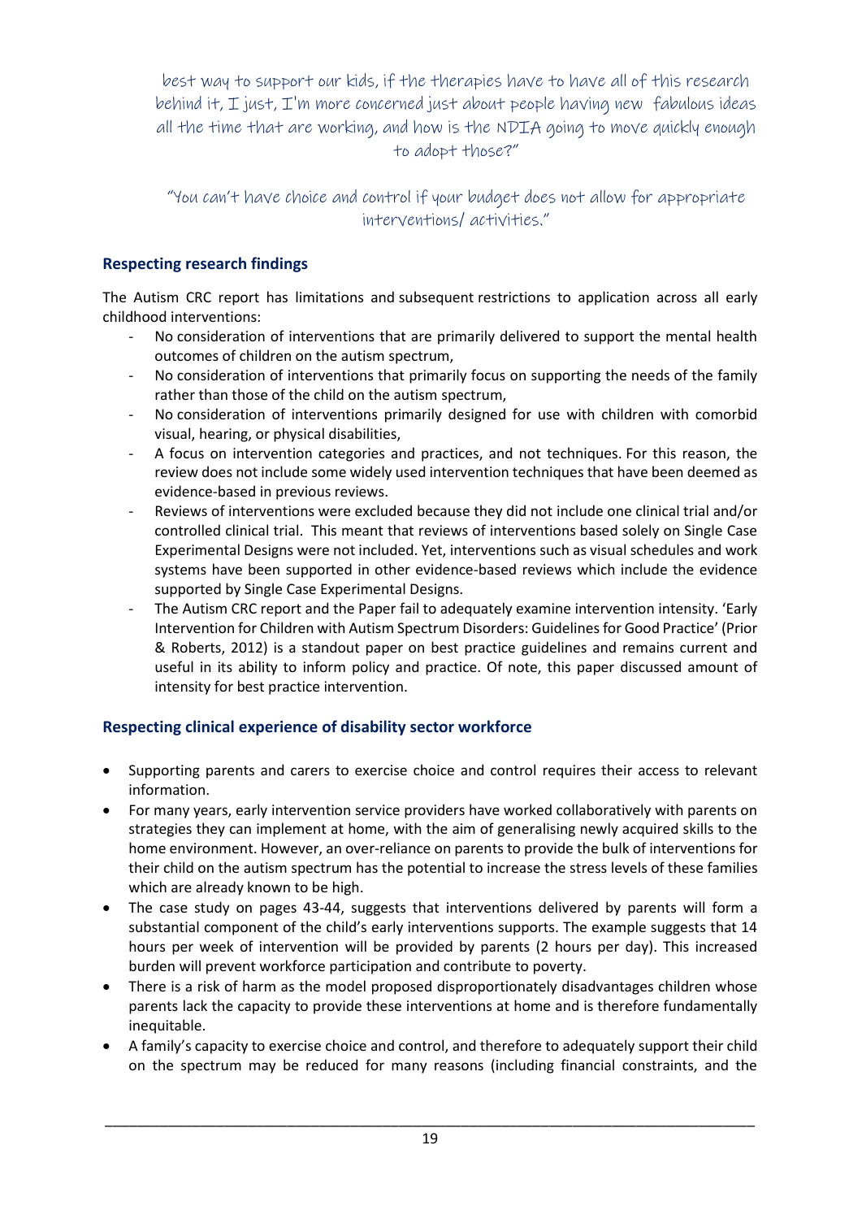best way to support our kids, if the therapies have to have all of this research behind it, I just, I'm more concerned just about people having new fabulous ideas all the time that are working, and how is the NDIA going to move quickly enough to adopt those?"

"You can't have choice and control if your budget does not allow for appropriate interventions/ activities."

### Respecting research findings

The Autism CRC report has limitations and subsequent restrictions to application across all early childhood interventions:

- No consideration of interventions that are primarily delivered to support the mental health outcomes of children on the autism spectrum,
- No consideration of interventions that primarily focus on supporting the needs of the family rather than those of the child on the autism spectrum,
- No consideration of interventions primarily designed for use with children with comorbid visual, hearing, or physical disabilities,
- A focus on intervention categories and practices, and not techniques. For this reason, the review does not include some widely used intervention techniques that have been deemed as evidence-based in previous reviews.
- Reviews of interventions were excluded because they did not include one clinical trial and/or controlled clinical trial. This meant that reviews of interventions based solely on Single Case Experimental Designs were not included. Yet, interventions such as visual schedules and work systems have been supported in other evidence-based reviews which include the evidence supported by Single Case Experimental Designs.
- The Autism CRC report and the Paper fail to adequately examine intervention intensity. 'Early Intervention for Children with Autism Spectrum Disorders: Guidelines for Good Practice' (Prior & Roberts, 2012) is a standout paper on best practice guidelines and remains current and useful in its ability to inform policy and practice. Of note, this paper discussed amount of intensity for best practice intervention.

### Respecting clinical experience of disability sector workforce

- Supporting parents and carers to exercise choice and control requires their access to relevant information.
- For many years, early intervention service providers have worked collaboratively with parents on strategies they can implement at home, with the aim of generalising newly acquired skills to the home environment. However, an over-reliance on parents to provide the bulk of interventions for their child on the autism spectrum has the potential to increase the stress levels of these families which are already known to be high.
- The case study on pages 43-44, suggests that interventions delivered by parents will form a substantial component of the child's early interventions supports. The example suggests that 14 hours per week of intervention will be provided by parents (2 hours per day). This increased burden will prevent workforce participation and contribute to poverty.
- There is a risk of harm as the model proposed disproportionately disadvantages children whose parents lack the capacity to provide these interventions at home and is therefore fundamentally inequitable.
- A family's capacity to exercise choice and control, and therefore to adequately support their child on the spectrum may be reduced for many reasons (including financial constraints, and the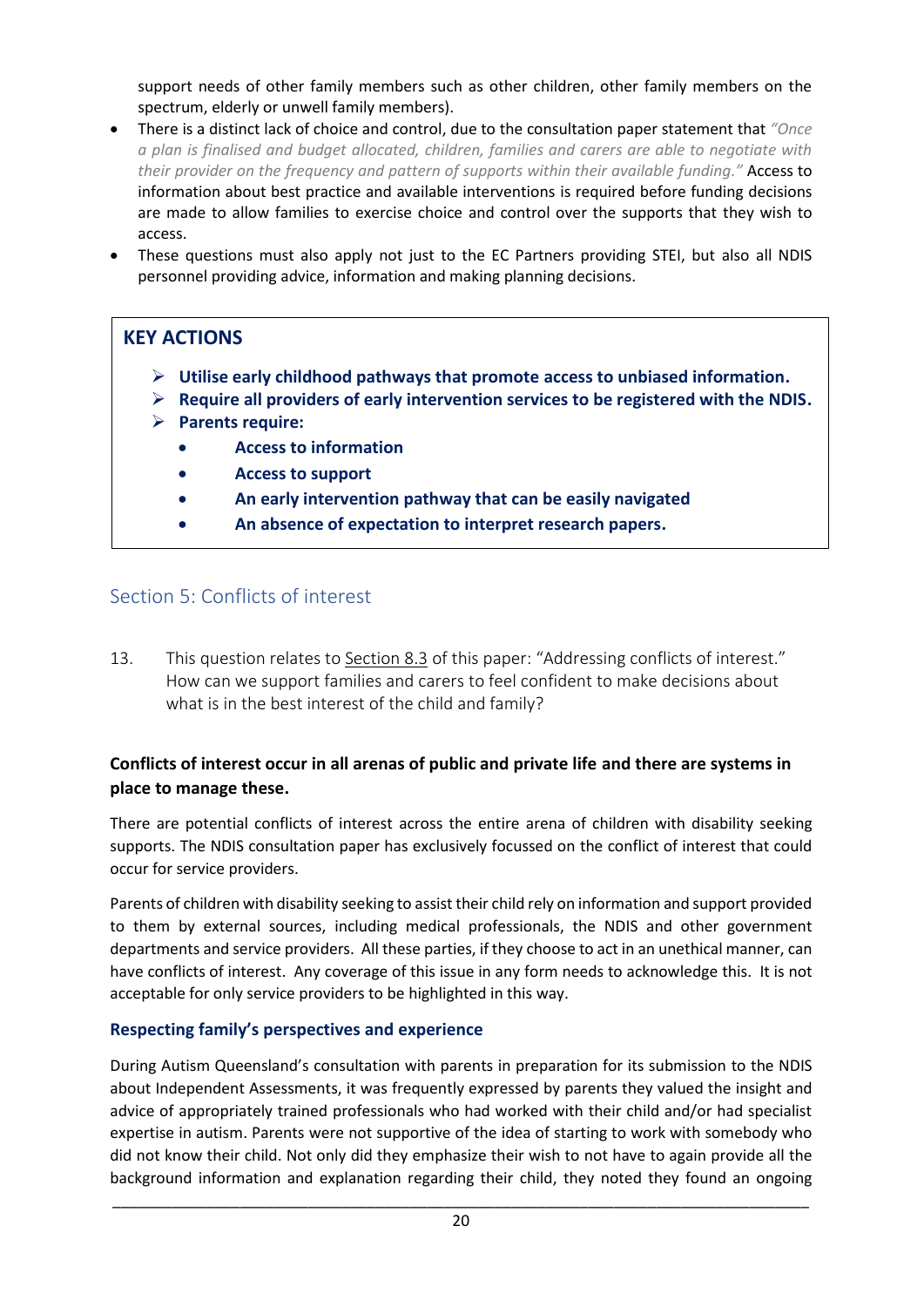support needs of other family members such as other children, other family members on the spectrum, elderly or unwell family members).

- There is a distinct lack of choice and control, due to the consultation paper statement that *"Once a plan is finalised and budget allocated, children, families and carers are able to negotiate with their provider on the frequency and pattern of supports within their available funding."* Access to information about best practice and available interventions is required before funding decisions are made to allow families to exercise choice and control over the supports that they wish to access.
- These questions must also apply not just to the EC Partners providing STEI, but also all NDIS personnel providing advice, information and making planning decisions.

> **KEY ACTIONS**
>
> - **Utilise early childhood pathways that promote access to unbiased information.**
> - **Require all providers of early intervention services to be registered with the NDIS.**
> - **Parents require:**
>   - **Access to information**
>   - **Access to support**
>   - **An early intervention pathway that can be easily navigated**
>   - **An absence of expectation to interpret research papers.**

## Section 5: Conflicts of interest

13. This question relates to Section 8.3 of this paper: "Addressing conflicts of interest." How can we support families and carers to feel confident to make decisions about what is in the best interest of the child and family?

**Conflicts of interest occur in all arenas of public and private life and there are systems in place to manage these.**

There are potential conflicts of interest across the entire arena of children with disability seeking supports. The NDIS consultation paper has exclusively focussed on the conflict of interest that could occur for service providers.

Parents of children with disability seeking to assist their child rely on information and support provided to them by external sources, including medical professionals, the NDIS and other government departments and service providers. All these parties, if they choose to act in an unethical manner, can have conflicts of interest. Any coverage of this issue in any form needs to acknowledge this. It is not acceptable for only service providers to be highlighted in this way.

### Respecting family's perspectives and experience

During Autism Queensland's consultation with parents in preparation for its submission to the NDIS about Independent Assessments, it was frequently expressed by parents they valued the insight and advice of appropriately trained professionals who had worked with their child and/or had specialist expertise in autism. Parents were not supportive of the idea of starting to work with somebody who did not know their child. Not only did they emphasize their wish to not have to again provide all the background information and explanation regarding their child, they noted they found an ongoing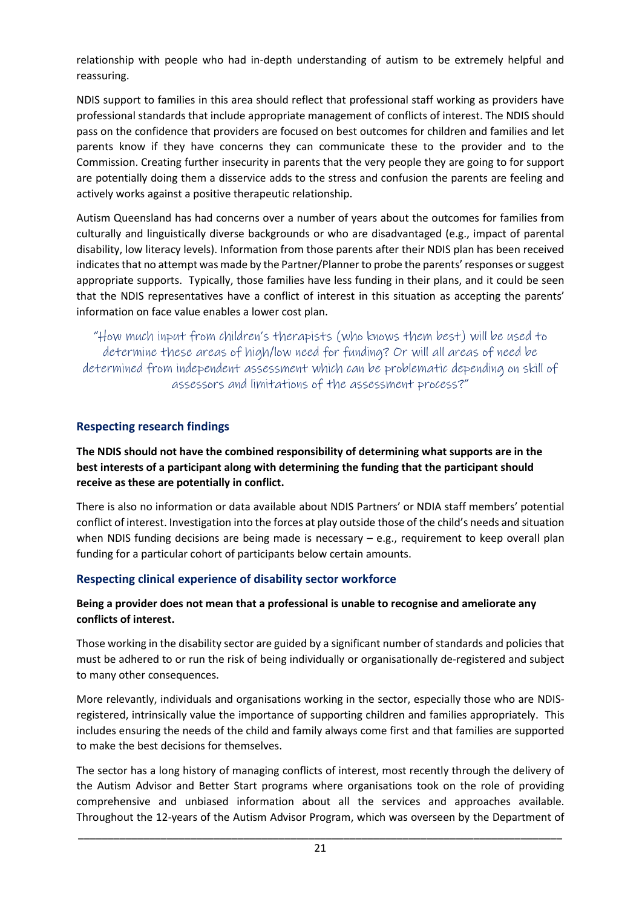relationship with people who had in-depth understanding of autism to be extremely helpful and reassuring.

NDIS support to families in this area should reflect that professional staff working as providers have professional standards that include appropriate management of conflicts of interest. The NDIS should pass on the confidence that providers are focused on best outcomes for children and families and let parents know if they have concerns they can communicate these to the provider and to the Commission. Creating further insecurity in parents that the very people they are going to for support are potentially doing them a disservice adds to the stress and confusion the parents are feeling and actively works against a positive therapeutic relationship.

Autism Queensland has had concerns over a number of years about the outcomes for families from culturally and linguistically diverse backgrounds or who are disadvantaged (e.g., impact of parental disability, low literacy levels). Information from those parents after their NDIS plan has been received indicates that no attempt was made by the Partner/Planner to probe the parents' responses or suggest appropriate supports. Typically, those families have less funding in their plans, and it could be seen that the NDIS representatives have a conflict of interest in this situation as accepting the parents' information on face value enables a lower cost plan.

> "How much input from children's therapists (who knows them best) will be used to determine these areas of high/low need for funding? Or will all areas of need be determined from independent assessment which can be problematic depending on skill of assessors and limitations of the assessment process?"

### Respecting research findings

**The NDIS should not have the combined responsibility of determining what supports are in the best interests of a participant along with determining the funding that the participant should receive as these are potentially in conflict.**

There is also no information or data available about NDIS Partners' or NDIA staff members' potential conflict of interest. Investigation into the forces at play outside those of the child's needs and situation when NDIS funding decisions are being made is necessary – e.g., requirement to keep overall plan funding for a particular cohort of participants below certain amounts.

### Respecting clinical experience of disability sector workforce

**Being a provider does not mean that a professional is unable to recognise and ameliorate any conflicts of interest.**

Those working in the disability sector are guided by a significant number of standards and policies that must be adhered to or run the risk of being individually or organisationally de-registered and subject to many other consequences.

More relevantly, individuals and organisations working in the sector, especially those who are NDIS-registered, intrinsically value the importance of supporting children and families appropriately. This includes ensuring the needs of the child and family always come first and that families are supported to make the best decisions for themselves.

The sector has a long history of managing conflicts of interest, most recently through the delivery of the Autism Advisor and Better Start programs where organisations took on the role of providing comprehensive and unbiased information about all the services and approaches available. Throughout the 12-years of the Autism Advisor Program, which was overseen by the Department of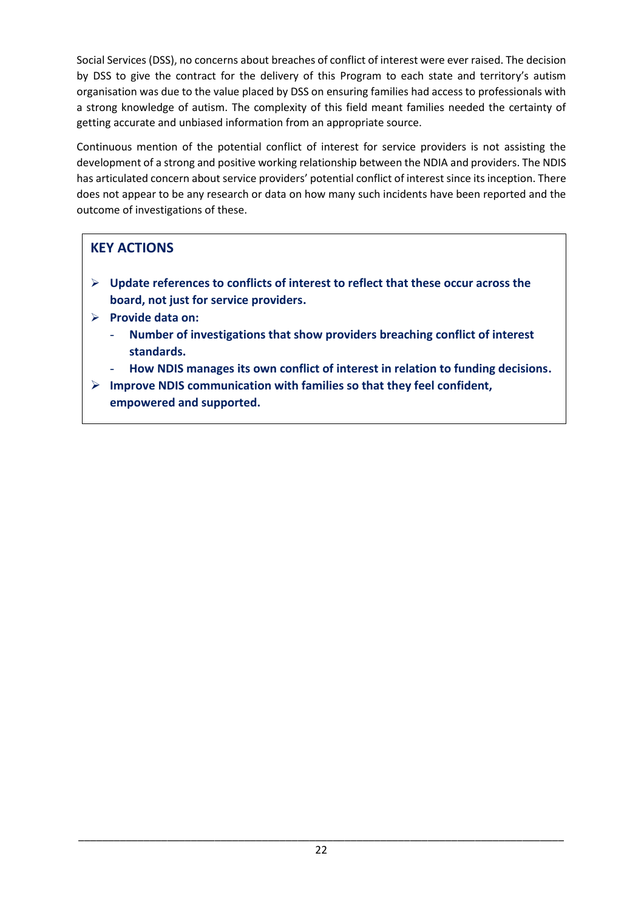Social Services (DSS), no concerns about breaches of conflict of interest were ever raised. The decision by DSS to give the contract for the delivery of this Program to each state and territory's autism organisation was due to the value placed by DSS on ensuring families had access to professionals with a strong knowledge of autism. The complexity of this field meant families needed the certainty of getting accurate and unbiased information from an appropriate source.

Continuous mention of the potential conflict of interest for service providers is not assisting the development of a strong and positive working relationship between the NDIA and providers. The NDIS has articulated concern about service providers' potential conflict of interest since its inception. There does not appear to be any research or data on how many such incidents have been reported and the outcome of investigations of these.

## KEY ACTIONS

- **Update references to conflicts of interest to reflect that these occur across the board, not just for service providers.**
- **Provide data on:**
  - **Number of investigations that show providers breaching conflict of interest standards.**
  - **How NDIS manages its own conflict of interest in relation to funding decisions.**
- **Improve NDIS communication with families so that they feel confident, empowered and supported.**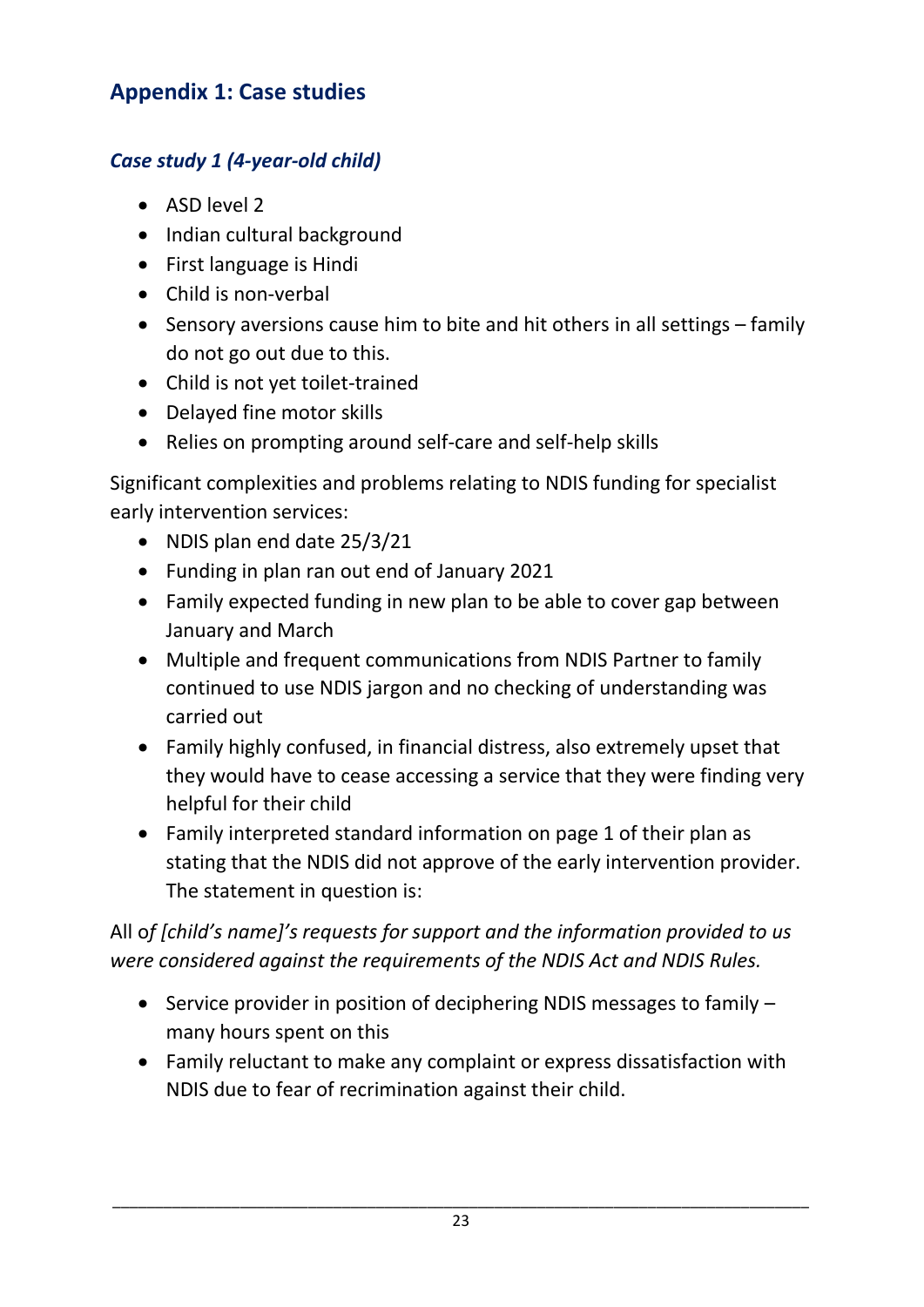## Appendix 1: Case studies

### *Case study 1 (4-year-old child)*

- ASD level 2
- Indian cultural background
- First language is Hindi
- Child is non-verbal
- Sensory aversions cause him to bite and hit others in all settings – family do not go out due to this.
- Child is not yet toilet-trained
- Delayed fine motor skills
- Relies on prompting around self-care and self-help skills

Significant complexities and problems relating to NDIS funding for specialist early intervention services:

- NDIS plan end date 25/3/21
- Funding in plan ran out end of January 2021
- Family expected funding in new plan to be able to cover gap between January and March
- Multiple and frequent communications from NDIS Partner to family continued to use NDIS jargon and no checking of understanding was carried out
- Family highly confused, in financial distress, also extremely upset that they would have to cease accessing a service that they were finding very helpful for their child
- Family interpreted standard information on page 1 of their plan as stating that the NDIS did not approve of the early intervention provider. The statement in question is:

All o*f [child's name]'s requests for support and the information provided to us were considered against the requirements of the NDIS Act and NDIS Rules.*

- Service provider in position of deciphering NDIS messages to family – many hours spent on this
- Family reluctant to make any complaint or express dissatisfaction with NDIS due to fear of recrimination against their child.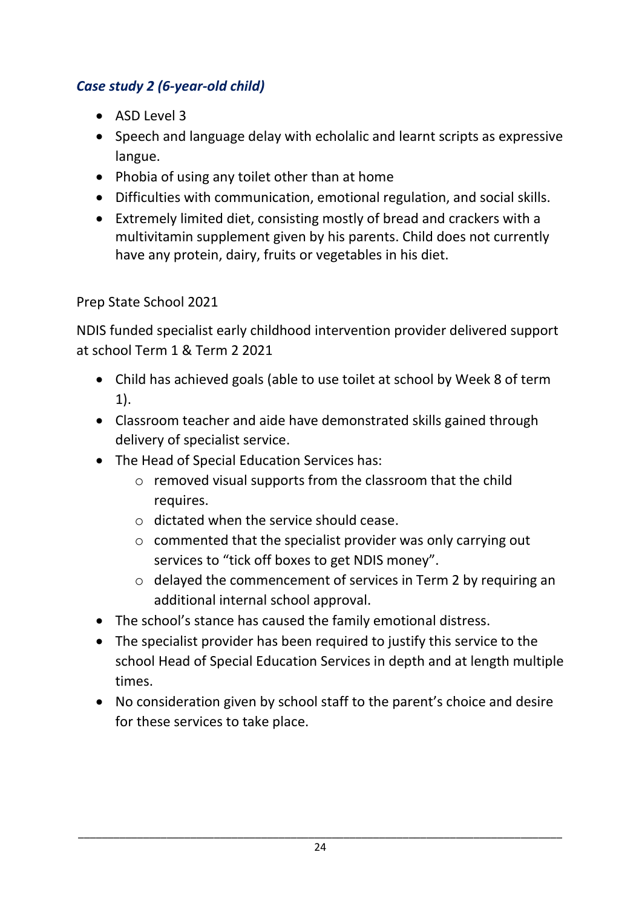### *Case study 2 (6-year-old child)*

- ASD Level 3
- Speech and language delay with echolalic and learnt scripts as expressive langue.
- Phobia of using any toilet other than at home
- Difficulties with communication, emotional regulation, and social skills.
- Extremely limited diet, consisting mostly of bread and crackers with a multivitamin supplement given by his parents. Child does not currently have any protein, dairy, fruits or vegetables in his diet.

Prep State School 2021

NDIS funded specialist early childhood intervention provider delivered support at school Term 1 & Term 2 2021

- Child has achieved goals (able to use toilet at school by Week 8 of term 1).
- Classroom teacher and aide have demonstrated skills gained through delivery of specialist service.
- The Head of Special Education Services has:
    - removed visual supports from the classroom that the child requires.
    - dictated when the service should cease.
    - commented that the specialist provider was only carrying out services to "tick off boxes to get NDIS money".
    - delayed the commencement of services in Term 2 by requiring an additional internal school approval.
- The school's stance has caused the family emotional distress.
- The specialist provider has been required to justify this service to the school Head of Special Education Services in depth and at length multiple times.
- No consideration given by school staff to the parent's choice and desire for these services to take place.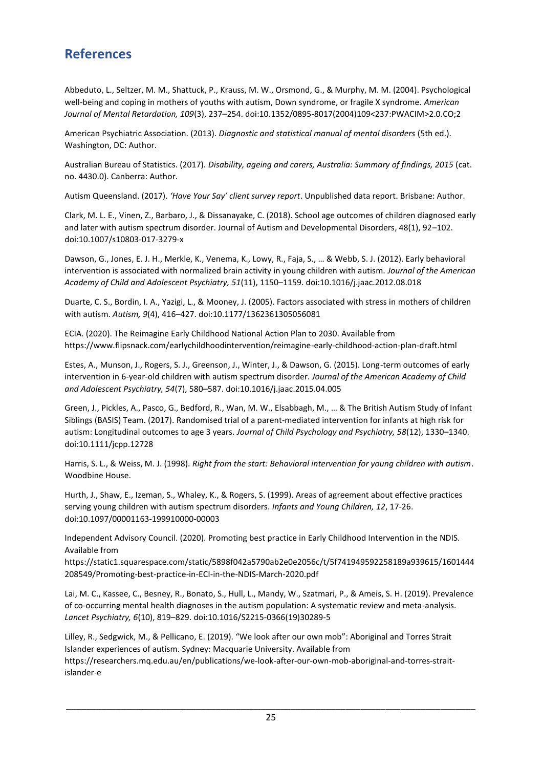# References

Abbeduto, L., Seltzer, M. M., Shattuck, P., Krauss, M. W., Orsmond, G., & Murphy, M. M. (2004). Psychological well-being and coping in mothers of youths with autism, Down syndrome, or fragile X syndrome. *American Journal of Mental Retardation, 109*(3), 237–254. doi:10.1352/0895-8017(2004)109<237:PWACIM>2.0.CO;2

American Psychiatric Association. (2013). *Diagnostic and statistical manual of mental disorders* (5th ed.). Washington, DC: Author.

Australian Bureau of Statistics. (2017). *Disability, ageing and carers, Australia: Summary of findings, 2015* (cat. no. 4430.0). Canberra: Author.

Autism Queensland. (2017). *'Have Your Say' client survey report*. Unpublished data report. Brisbane: Author.

Clark, M. L. E., Vinen, Z., Barbaro, J., & Dissanayake, C. (2018). School age outcomes of children diagnosed early and later with autism spectrum disorder. Journal of Autism and Developmental Disorders, 48(1), 92–102. doi:10.1007/s10803-017-3279-x

Dawson, G., Jones, E. J. H., Merkle, K., Venema, K., Lowy, R., Faja, S., … & Webb, S. J. (2012). Early behavioral intervention is associated with normalized brain activity in young children with autism. *Journal of the American Academy of Child and Adolescent Psychiatry, 51*(11), 1150–1159. doi:10.1016/j.jaac.2012.08.018

Duarte, C. S., Bordin, I. A., Yazigi, L., & Mooney, J. (2005). Factors associated with stress in mothers of children with autism. *Autism, 9*(4), 416–427. doi:10.1177/1362361305056081

ECIA. (2020). The Reimagine Early Childhood National Action Plan to 2030. Available from https://www.flipsnack.com/earlychildhoodintervention/reimagine-early-childhood-action-plan-draft.html

Estes, A., Munson, J., Rogers, S. J., Greenson, J., Winter, J., & Dawson, G. (2015). Long-term outcomes of early intervention in 6-year-old children with autism spectrum disorder. *Journal of the American Academy of Child and Adolescent Psychiatry, 54*(7), 580–587. doi:10.1016/j.jaac.2015.04.005

Green, J., Pickles, A., Pasco, G., Bedford, R., Wan, M. W., Elsabbagh, M., … & The British Autism Study of Infant Siblings (BASIS) Team. (2017). Randomised trial of a parent-mediated intervention for infants at high risk for autism: Longitudinal outcomes to age 3 years. *Journal of Child Psychology and Psychiatry, 58*(12), 1330–1340. doi:10.1111/jcpp.12728

Harris, S. L., & Weiss, M. J. (1998). *Right from the start: Behavioral intervention for young children with autism*. Woodbine House.

Hurth, J., Shaw, E., Izeman, S., Whaley, K., & Rogers, S. (1999). Areas of agreement about effective practices serving young children with autism spectrum disorders. *Infants and Young Children, 12*, 17-26. doi:10.1097/00001163-199910000-00003

Independent Advisory Council. (2020). Promoting best practice in Early Childhood Intervention in the NDIS. Available from https://static1.squarespace.com/static/5898f042a5790ab2e0e2056c/t/5f741949592258189a939615/1601444208549/Promoting-best-practice-in-ECI-in-the-NDIS-March-2020.pdf

Lai, M. C., Kassee, C., Besney, R., Bonato, S., Hull, L., Mandy, W., Szatmari, P., & Ameis, S. H. (2019). Prevalence of co-occurring mental health diagnoses in the autism population: A systematic review and meta-analysis. *Lancet Psychiatry, 6*(10), 819–829. doi:10.1016/S2215-0366(19)30289-5

Lilley, R., Sedgwick, M., & Pellicano, E. (2019). "We look after our own mob": Aboriginal and Torres Strait Islander experiences of autism. Sydney: Macquarie University. Available from https://researchers.mq.edu.au/en/publications/we-look-after-our-own-mob-aboriginal-and-torres-strait-islander-e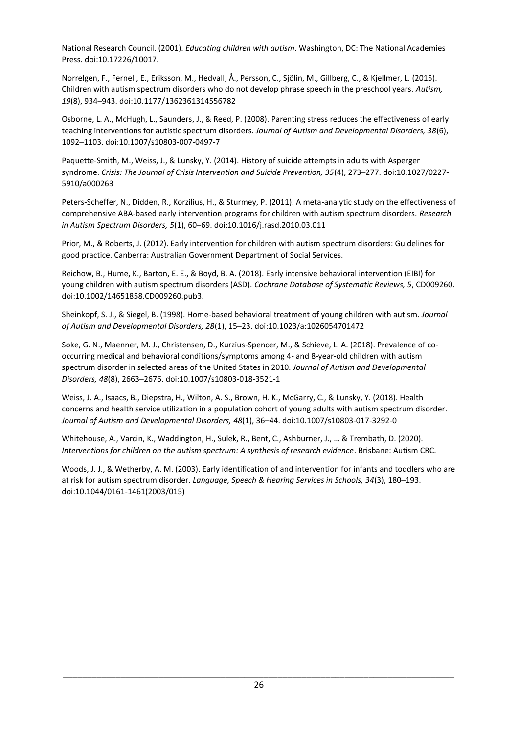National Research Council. (2001). *Educating children with autism*. Washington, DC: The National Academies Press. doi:10.17226/10017.

Norrelgen, F., Fernell, E., Eriksson, M., Hedvall, Å., Persson, C., Sjölin, M., Gillberg, C., & Kjellmer, L. (2015). Children with autism spectrum disorders who do not develop phrase speech in the preschool years. *Autism, 19*(8), 934–943. doi:10.1177/1362361314556782

Osborne, L. A., McHugh, L., Saunders, J., & Reed, P. (2008). Parenting stress reduces the effectiveness of early teaching interventions for autistic spectrum disorders. *Journal of Autism and Developmental Disorders, 38*(6), 1092–1103. doi:10.1007/s10803-007-0497-7

Paquette-Smith, M., Weiss, J., & Lunsky, Y. (2014). History of suicide attempts in adults with Asperger syndrome. *Crisis: The Journal of Crisis Intervention and Suicide Prevention, 35*(4), 273–277. doi:10.1027/0227-5910/a000263

Peters-Scheffer, N., Didden, R., Korzilius, H., & Sturmey, P. (2011). A meta-analytic study on the effectiveness of comprehensive ABA-based early intervention programs for children with autism spectrum disorders. *Research in Autism Spectrum Disorders, 5*(1), 60–69. doi:10.1016/j.rasd.2010.03.011

Prior, M., & Roberts, J. (2012). Early intervention for children with autism spectrum disorders: Guidelines for good practice. Canberra: Australian Government Department of Social Services.

Reichow, B., Hume, K., Barton, E. E., & Boyd, B. A. (2018). Early intensive behavioral intervention (EIBI) for young children with autism spectrum disorders (ASD). *Cochrane Database of Systematic Reviews, 5*, CD009260. doi:10.1002/14651858.CD009260.pub3.

Sheinkopf, S. J., & Siegel, B. (1998). Home-based behavioral treatment of young children with autism. *Journal of Autism and Developmental Disorders, 28*(1), 15–23. doi:10.1023/a:1026054701472

Soke, G. N., Maenner, M. J., Christensen, D., Kurzius-Spencer, M., & Schieve, L. A. (2018). Prevalence of co-occurring medical and behavioral conditions/symptoms among 4- and 8-year-old children with autism spectrum disorder in selected areas of the United States in 2010. *Journal of Autism and Developmental Disorders, 48*(8), 2663–2676. doi:10.1007/s10803-018-3521-1

Weiss, J. A., Isaacs, B., Diepstra, H., Wilton, A. S., Brown, H. K., McGarry, C., & Lunsky, Y. (2018). Health concerns and health service utilization in a population cohort of young adults with autism spectrum disorder. *Journal of Autism and Developmental Disorders, 48*(1), 36–44. doi:10.1007/s10803-017-3292-0

Whitehouse, A., Varcin, K., Waddington, H., Sulek, R., Bent, C., Ashburner, J., … & Trembath, D. (2020). *Interventions for children on the autism spectrum: A synthesis of research evidence*. Brisbane: Autism CRC.

Woods, J. J., & Wetherby, A. M. (2003). Early identification of and intervention for infants and toddlers who are at risk for autism spectrum disorder. *Language, Speech & Hearing Services in Schools, 34*(3), 180–193. doi:10.1044/0161-1461(2003/015)